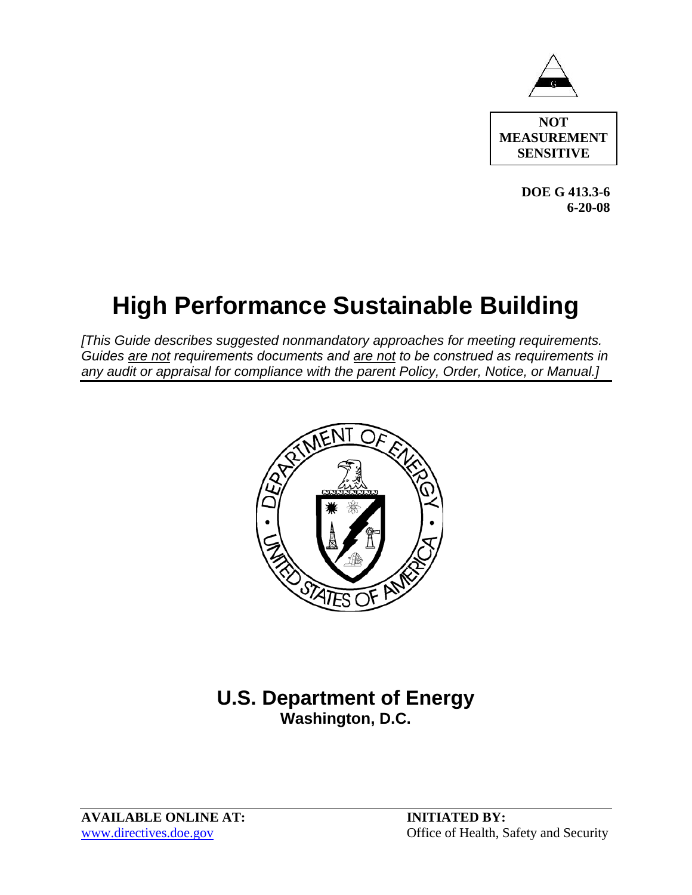**NOT MEASUREMENT SENSITIVE**

**DOE G 413.3-6**
**6-20-08**

# High Performance Sustainable Building

*[This Guide describes suggested nonmandatory approaches for meeting requirements. Guides are not requirements documents and are not to be construed as requirements in any audit or appraisal for compliance with the parent Policy, Order, Notice, or Manual.]*

## U.S. Department of Energy
**Washington, D.C.**

**AVAILABLE ONLINE AT:**
www.directives.doe.gov

**INITIATED BY:**
Office of Health, Safety and Security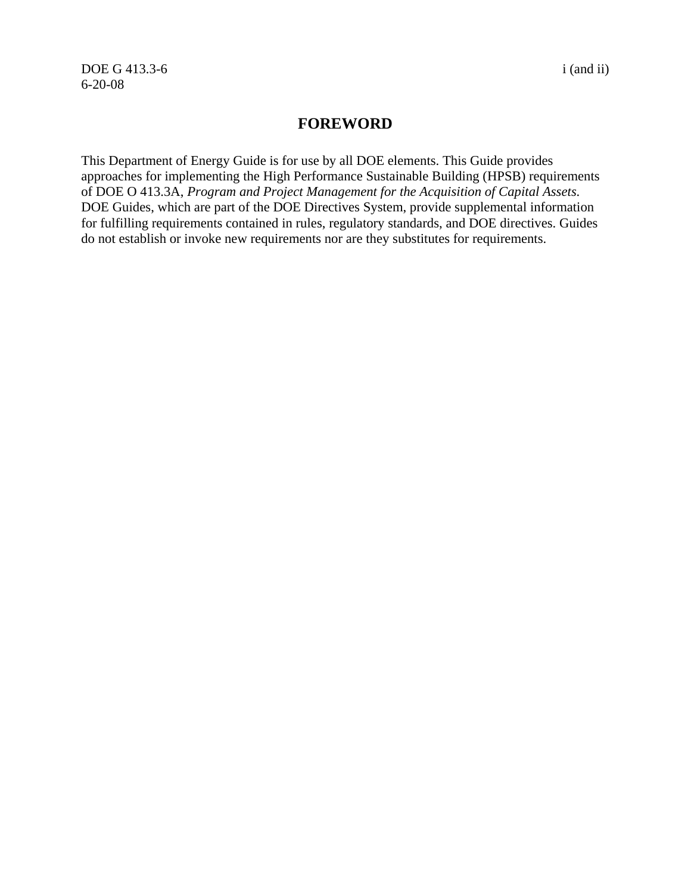# FOREWORD

This Department of Energy Guide is for use by all DOE elements. This Guide provides approaches for implementing the High Performance Sustainable Building (HPSB) requirements of DOE O 413.3A, *Program and Project Management for the Acquisition of Capital Assets*. DOE Guides, which are part of the DOE Directives System, provide supplemental information for fulfilling requirements contained in rules, regulatory standards, and DOE directives. Guides do not establish or invoke new requirements nor are they substitutes for requirements.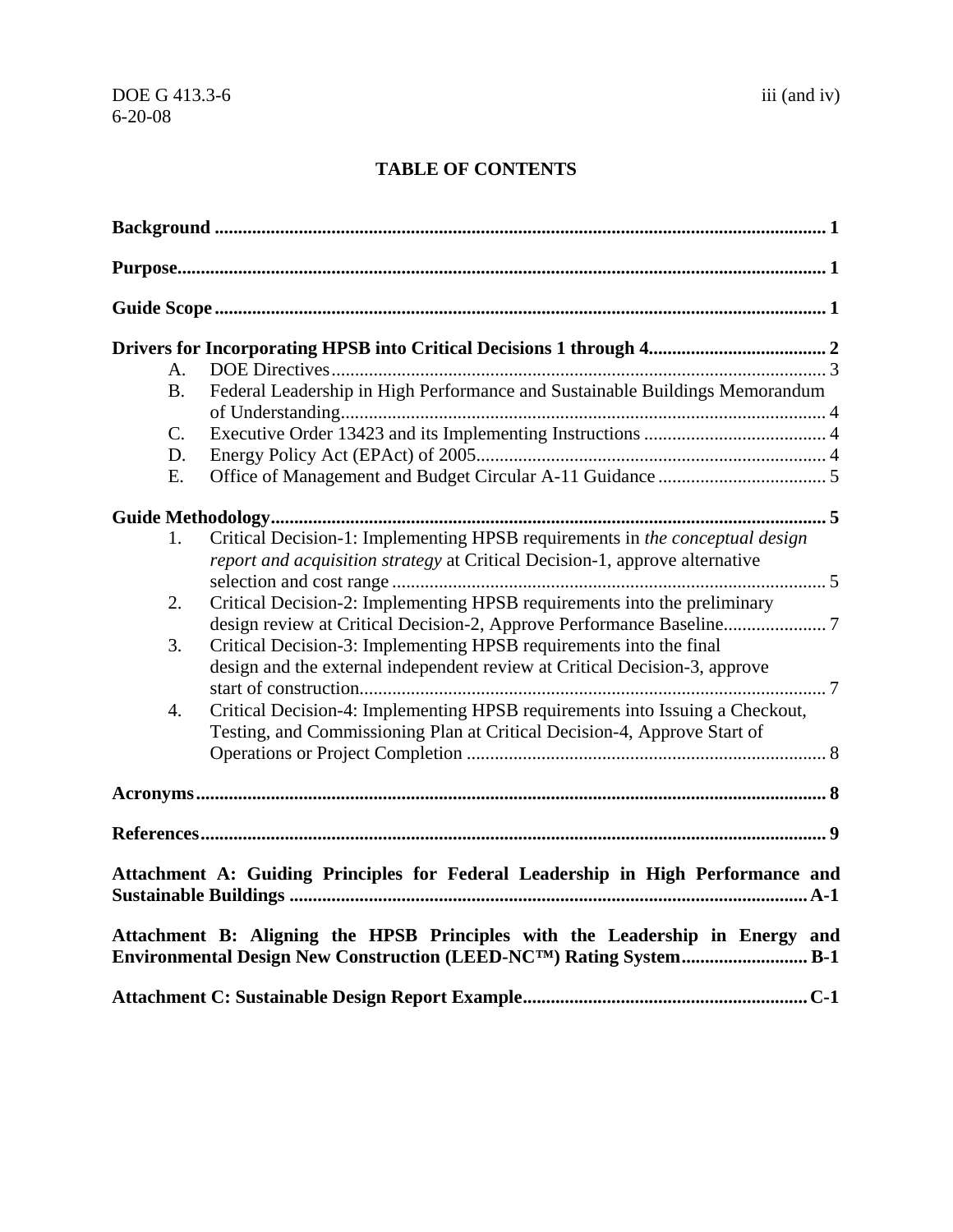# TABLE OF CONTENTS

**Background** .................................................................................................................. **1**

**Purpose**.......................................................................................................................... **1**

**Guide Scope** ................................................................................................................. **1**

**Drivers for Incorporating HPSB into Critical Decisions 1 through 4**...................................... **2**

- A. DOE Directives......................................................................................................... 3
- B. Federal Leadership in High Performance and Sustainable Buildings Memorandum of Understanding....................................................................................................... 4
- C. Executive Order 13423 and its Implementing Instructions ....................................... 4
- D. Energy Policy Act (EPAct) of 2005........................................................................... 4
- E. Office of Management and Budget Circular A-11 Guidance .................................... 5

**Guide Methodology**....................................................................................................... **5**

1. Critical Decision-1: Implementing HPSB requirements in *the conceptual design report and acquisition strategy* at Critical Decision-1, approve alternative selection and cost range ............................................................................................. 5
2. Critical Decision-2: Implementing HPSB requirements into the preliminary design review at Critical Decision-2, Approve Performance Baseline...................... 7
3. Critical Decision-3: Implementing HPSB requirements into the final design and the external independent review at Critical Decision-3, approve start of construction.................................................................................................... 7
4. Critical Decision-4: Implementing HPSB requirements into Issuing a Checkout, Testing, and Commissioning Plan at Critical Decision-4, Approve Start of Operations or Project Completion ............................................................................. 8

**Acronyms**...................................................................................................................... **8**

**References**...................................................................................................................... **9**

**Attachment A: Guiding Principles for Federal Leadership in High Performance and Sustainable Buildings** ............................................................................................... **A-1**

**Attachment B: Aligning the HPSB Principles with the Leadership in Energy and Environmental Design New Construction (LEED-NC™) Rating System**........................... **B-1**

**Attachment C: Sustainable Design Report Example**............................................................ **C-1**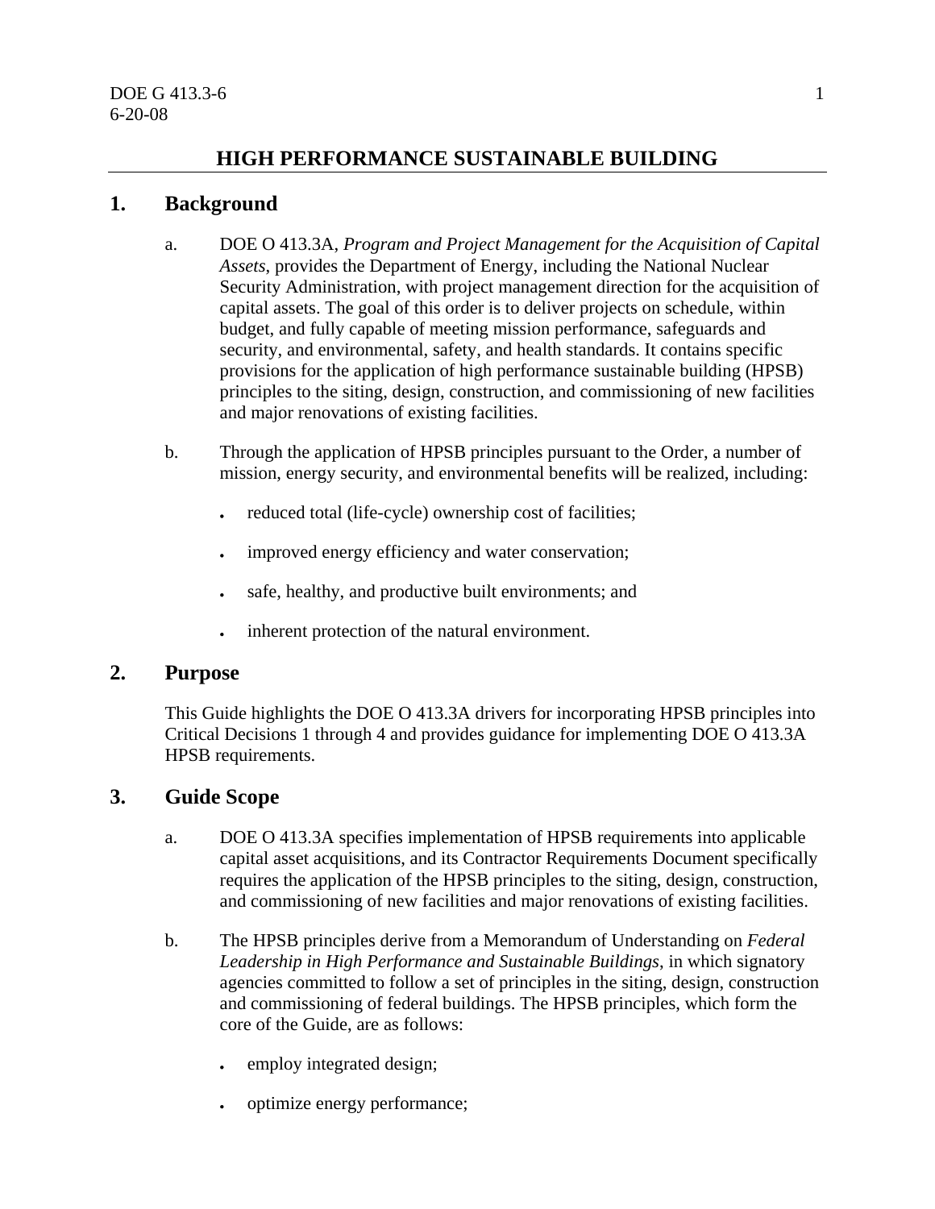# HIGH PERFORMANCE SUSTAINABLE BUILDING

## 1. Background

a. DOE O 413.3A, *Program and Project Management for the Acquisition of Capital Assets*, provides the Department of Energy, including the National Nuclear Security Administration, with project management direction for the acquisition of capital assets. The goal of this order is to deliver projects on schedule, within budget, and fully capable of meeting mission performance, safeguards and security, and environmental, safety, and health standards. It contains specific provisions for the application of high performance sustainable building (HPSB) principles to the siting, design, construction, and commissioning of new facilities and major renovations of existing facilities.

b. Through the application of HPSB principles pursuant to the Order, a number of mission, energy security, and environmental benefits will be realized, including:

- reduced total (life-cycle) ownership cost of facilities;
- improved energy efficiency and water conservation;
- safe, healthy, and productive built environments; and
- inherent protection of the natural environment.

## 2. Purpose

This Guide highlights the DOE O 413.3A drivers for incorporating HPSB principles into Critical Decisions 1 through 4 and provides guidance for implementing DOE O 413.3A HPSB requirements.

## 3. Guide Scope

a. DOE O 413.3A specifies implementation of HPSB requirements into applicable capital asset acquisitions, and its Contractor Requirements Document specifically requires the application of the HPSB principles to the siting, design, construction, and commissioning of new facilities and major renovations of existing facilities.

b. The HPSB principles derive from a Memorandum of Understanding on *Federal Leadership in High Performance and Sustainable Buildings*, in which signatory agencies committed to follow a set of principles in the siting, design, construction and commissioning of federal buildings. The HPSB principles, which form the core of the Guide, are as follows:

- employ integrated design;
- optimize energy performance;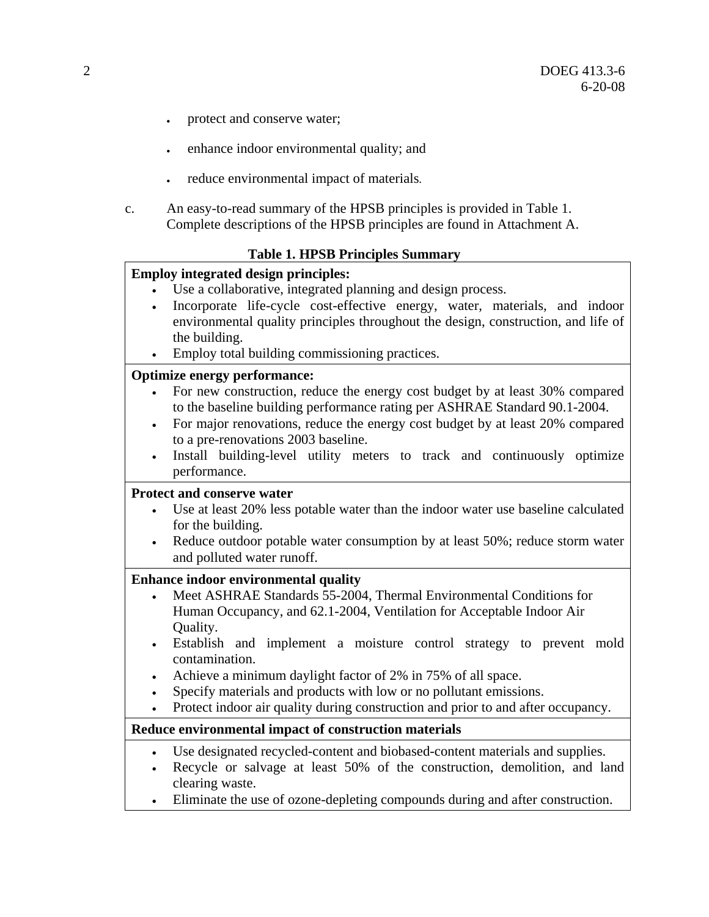- protect and conserve water;
- enhance indoor environmental quality; and
- reduce environmental impact of materials.

c. An easy-to-read summary of the HPSB principles is provided in Table 1. Complete descriptions of the HPSB principles are found in Attachment A.

**Table 1. HPSB Principles Summary**

| |
|---|
| **Employ integrated design principles:**<br>• Use a collaborative, integrated planning and design process.<br>• Incorporate life-cycle cost-effective energy, water, materials, and indoor environmental quality principles throughout the design, construction, and life of the building.<br>• Employ total building commissioning practices. |
| **Optimize energy performance:**<br>• For new construction, reduce the energy cost budget by at least 30% compared to the baseline building performance rating per ASHRAE Standard 90.1-2004.<br>• For major renovations, reduce the energy cost budget by at least 20% compared to a pre-renovations 2003 baseline.<br>• Install building-level utility meters to track and continuously optimize performance. |
| **Protect and conserve water**<br>• Use at least 20% less potable water than the indoor water use baseline calculated for the building.<br>• Reduce outdoor potable water consumption by at least 50%; reduce storm water and polluted water runoff. |
| **Enhance indoor environmental quality**<br>• Meet ASHRAE Standards 55-2004, Thermal Environmental Conditions for Human Occupancy, and 62.1-2004, Ventilation for Acceptable Indoor Air Quality.<br>• Establish and implement a moisture control strategy to prevent mold contamination.<br>• Achieve a minimum daylight factor of 2% in 75% of all space.<br>• Specify materials and products with low or no pollutant emissions.<br>• Protect indoor air quality during construction and prior to and after occupancy. |
| **Reduce environmental impact of construction materials**<br>• Use designated recycled-content and biobased-content materials and supplies.<br>• Recycle or salvage at least 50% of the construction, demolition, and land clearing waste.<br>• Eliminate the use of ozone-depleting compounds during and after construction. |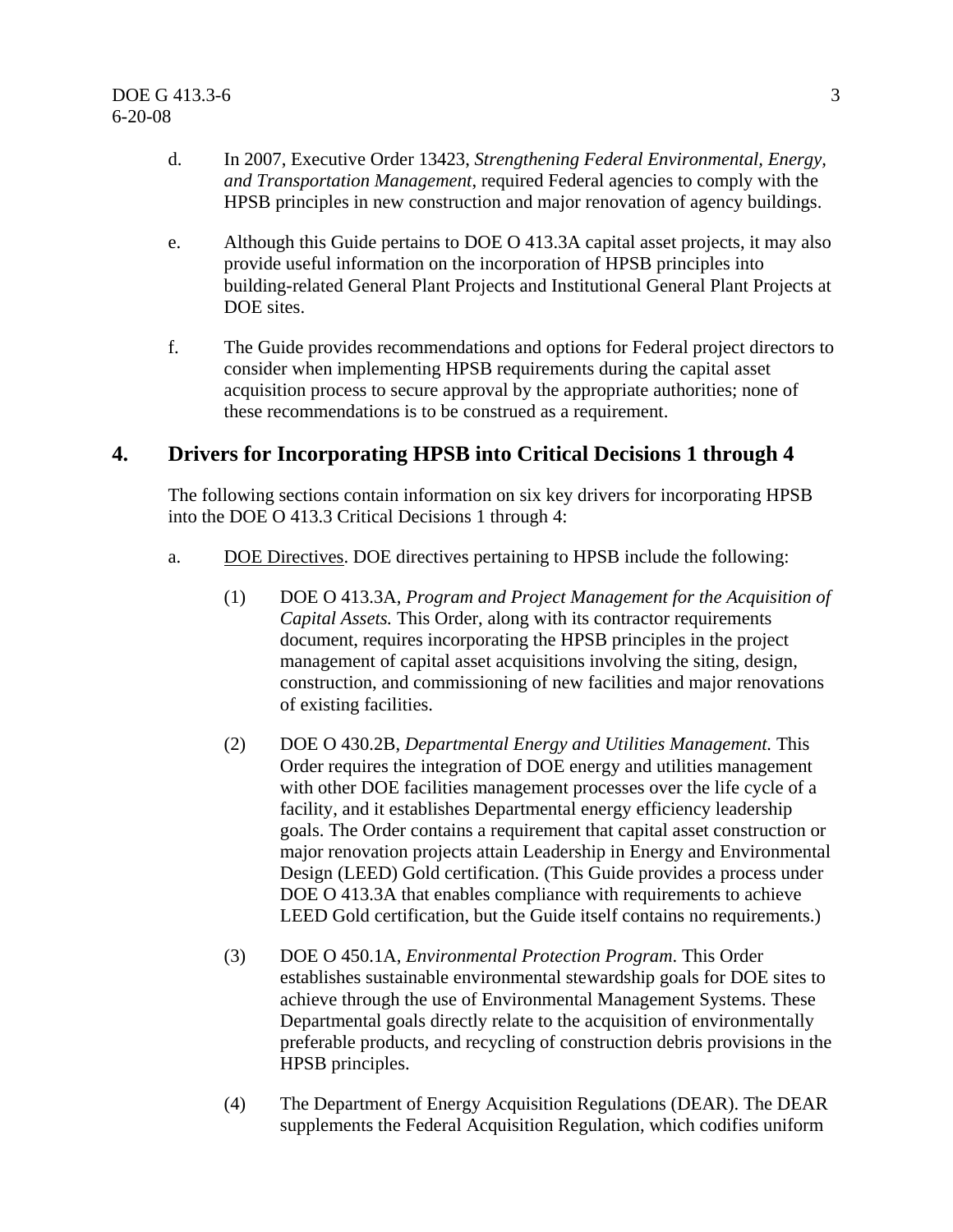d. In 2007, Executive Order 13423, *Strengthening Federal Environmental, Energy, and Transportation Management*, required Federal agencies to comply with the HPSB principles in new construction and major renovation of agency buildings.

e. Although this Guide pertains to DOE O 413.3A capital asset projects, it may also provide useful information on the incorporation of HPSB principles into building-related General Plant Projects and Institutional General Plant Projects at DOE sites.

f. The Guide provides recommendations and options for Federal project directors to consider when implementing HPSB requirements during the capital asset acquisition process to secure approval by the appropriate authorities; none of these recommendations is to be construed as a requirement.

## 4. Drivers for Incorporating HPSB into Critical Decisions 1 through 4

The following sections contain information on six key drivers for incorporating HPSB into the DOE O 413.3 Critical Decisions 1 through 4:

a. <u>DOE Directives</u>. DOE directives pertaining to HPSB include the following:

(1) DOE O 413.3A, *Program and Project Management for the Acquisition of Capital Assets.* This Order, along with its contractor requirements document, requires incorporating the HPSB principles in the project management of capital asset acquisitions involving the siting, design, construction, and commissioning of new facilities and major renovations of existing facilities.

(2) DOE O 430.2B, *Departmental Energy and Utilities Management.* This Order requires the integration of DOE energy and utilities management with other DOE facilities management processes over the life cycle of a facility, and it establishes Departmental energy efficiency leadership goals. The Order contains a requirement that capital asset construction or major renovation projects attain Leadership in Energy and Environmental Design (LEED) Gold certification. (This Guide provides a process under DOE O 413.3A that enables compliance with requirements to achieve LEED Gold certification, but the Guide itself contains no requirements.)

(3) DOE O 450.1A, *Environmental Protection Program*. This Order establishes sustainable environmental stewardship goals for DOE sites to achieve through the use of Environmental Management Systems. These Departmental goals directly relate to the acquisition of environmentally preferable products, and recycling of construction debris provisions in the HPSB principles.

(4) The Department of Energy Acquisition Regulations (DEAR). The DEAR supplements the Federal Acquisition Regulation, which codifies uniform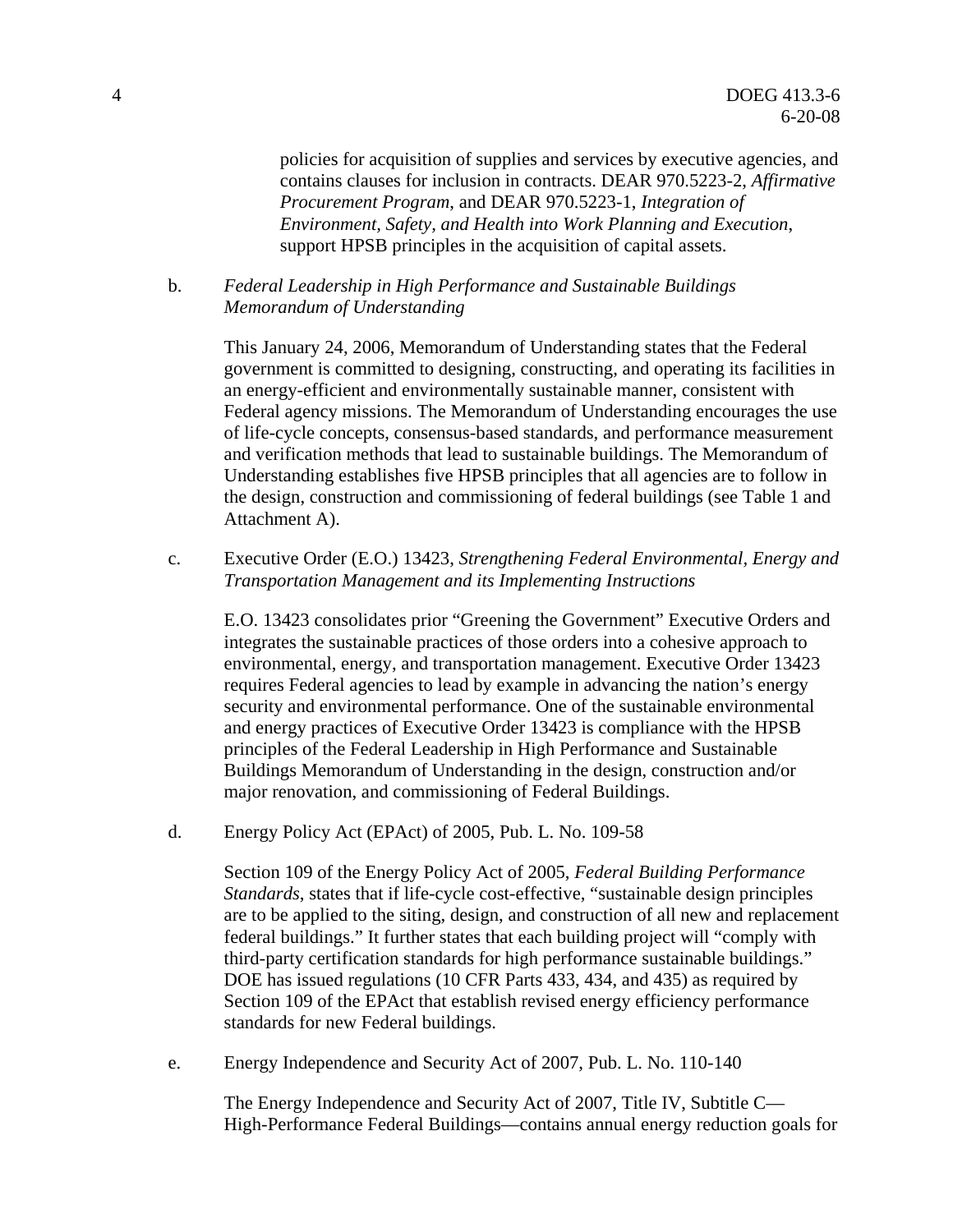policies for acquisition of supplies and services by executive agencies, and contains clauses for inclusion in contracts. DEAR 970.5223-2, *Affirmative Procurement Program*, and DEAR 970.5223-1, *Integration of Environment, Safety, and Health into Work Planning and Execution*, support HPSB principles in the acquisition of capital assets.

b. *Federal Leadership in High Performance and Sustainable Buildings Memorandum of Understanding*

This January 24, 2006, Memorandum of Understanding states that the Federal government is committed to designing, constructing, and operating its facilities in an energy-efficient and environmentally sustainable manner, consistent with Federal agency missions. The Memorandum of Understanding encourages the use of life-cycle concepts, consensus-based standards, and performance measurement and verification methods that lead to sustainable buildings. The Memorandum of Understanding establishes five HPSB principles that all agencies are to follow in the design, construction and commissioning of federal buildings (see Table 1 and Attachment A).

c. Executive Order (E.O.) 13423, *Strengthening Federal Environmental, Energy and Transportation Management and its Implementing Instructions*

E.O. 13423 consolidates prior "Greening the Government" Executive Orders and integrates the sustainable practices of those orders into a cohesive approach to environmental, energy, and transportation management. Executive Order 13423 requires Federal agencies to lead by example in advancing the nation's energy security and environmental performance. One of the sustainable environmental and energy practices of Executive Order 13423 is compliance with the HPSB principles of the Federal Leadership in High Performance and Sustainable Buildings Memorandum of Understanding in the design, construction and/or major renovation, and commissioning of Federal Buildings.

d. Energy Policy Act (EPAct) of 2005, Pub. L. No. 109-58

Section 109 of the Energy Policy Act of 2005, *Federal Building Performance Standards*, states that if life-cycle cost-effective, "sustainable design principles are to be applied to the siting, design, and construction of all new and replacement federal buildings." It further states that each building project will "comply with third-party certification standards for high performance sustainable buildings." DOE has issued regulations (10 CFR Parts 433, 434, and 435) as required by Section 109 of the EPAct that establish revised energy efficiency performance standards for new Federal buildings.

e. Energy Independence and Security Act of 2007, Pub. L. No. 110-140

The Energy Independence and Security Act of 2007, Title IV, Subtitle C—High-Performance Federal Buildings—contains annual energy reduction goals for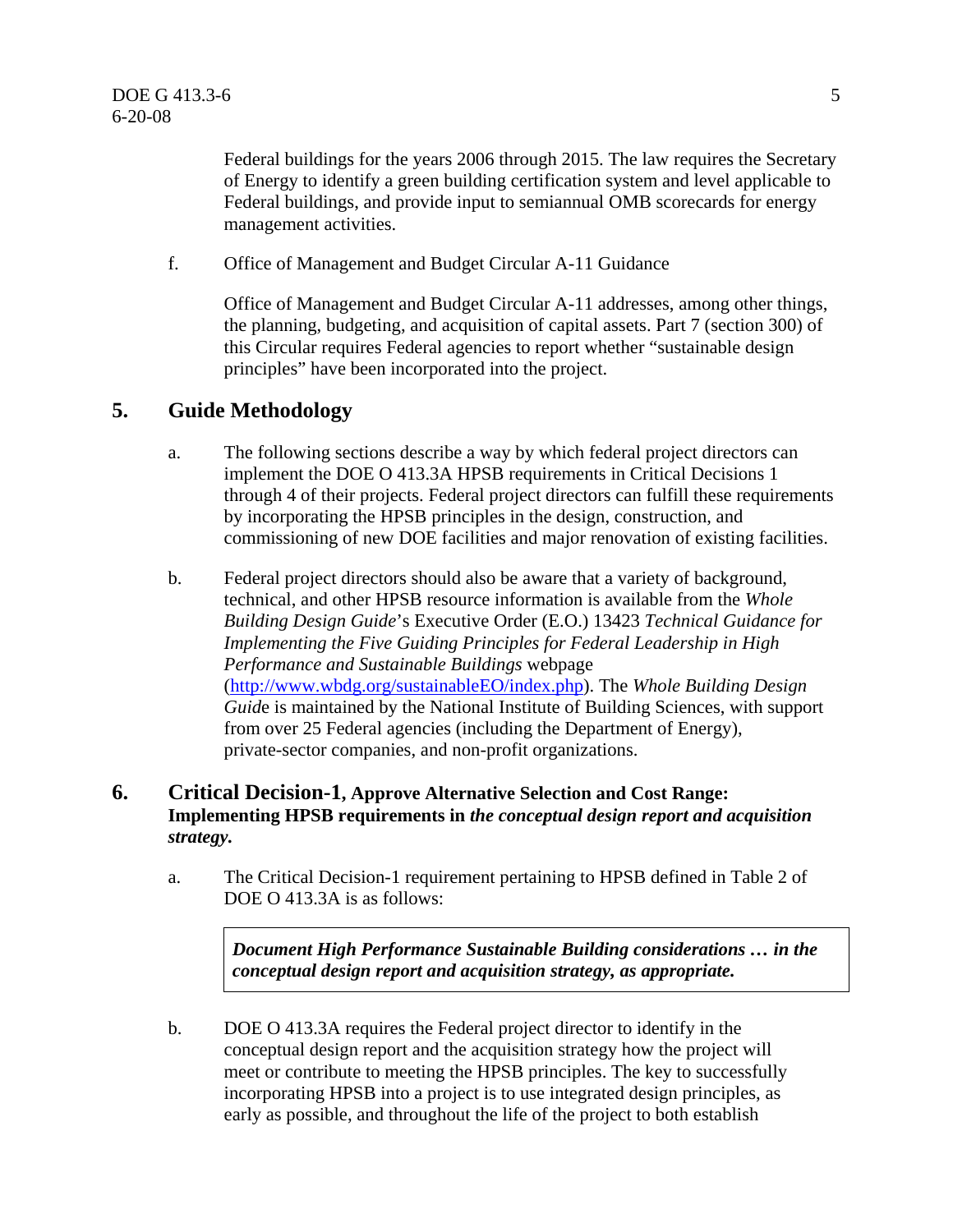Federal buildings for the years 2006 through 2015. The law requires the Secretary of Energy to identify a green building certification system and level applicable to Federal buildings, and provide input to semiannual OMB scorecards for energy management activities.

f. Office of Management and Budget Circular A-11 Guidance

Office of Management and Budget Circular A-11 addresses, among other things, the planning, budgeting, and acquisition of capital assets. Part 7 (section 300) of this Circular requires Federal agencies to report whether "sustainable design principles" have been incorporated into the project.

## 5. Guide Methodology

a. The following sections describe a way by which federal project directors can implement the DOE O 413.3A HPSB requirements in Critical Decisions 1 through 4 of their projects. Federal project directors can fulfill these requirements by incorporating the HPSB principles in the design, construction, and commissioning of new DOE facilities and major renovation of existing facilities.

b. Federal project directors should also be aware that a variety of background, technical, and other HPSB resource information is available from the *Whole Building Design Guide*'s Executive Order (E.O.) 13423 *Technical Guidance for Implementing the Five Guiding Principles for Federal Leadership in High Performance and Sustainable Buildings* webpage (http://www.wbdg.org/sustainableEO/index.php). The *Whole Building Design Guide* is maintained by the National Institute of Building Sciences, with support from over 25 Federal agencies (including the Department of Energy), private-sector companies, and non-profit organizations.

## 6. Critical Decision-1, Approve Alternative Selection and Cost Range: Implementing HPSB requirements in *the conceptual design report and acquisition strategy.*

a. The Critical Decision-1 requirement pertaining to HPSB defined in Table 2 of DOE O 413.3A is as follows:

> ***Document High Performance Sustainable Building considerations … in the conceptual design report and acquisition strategy, as appropriate.***

b. DOE O 413.3A requires the Federal project director to identify in the conceptual design report and the acquisition strategy how the project will meet or contribute to meeting the HPSB principles. The key to successfully incorporating HPSB into a project is to use integrated design principles, as early as possible, and throughout the life of the project to both establish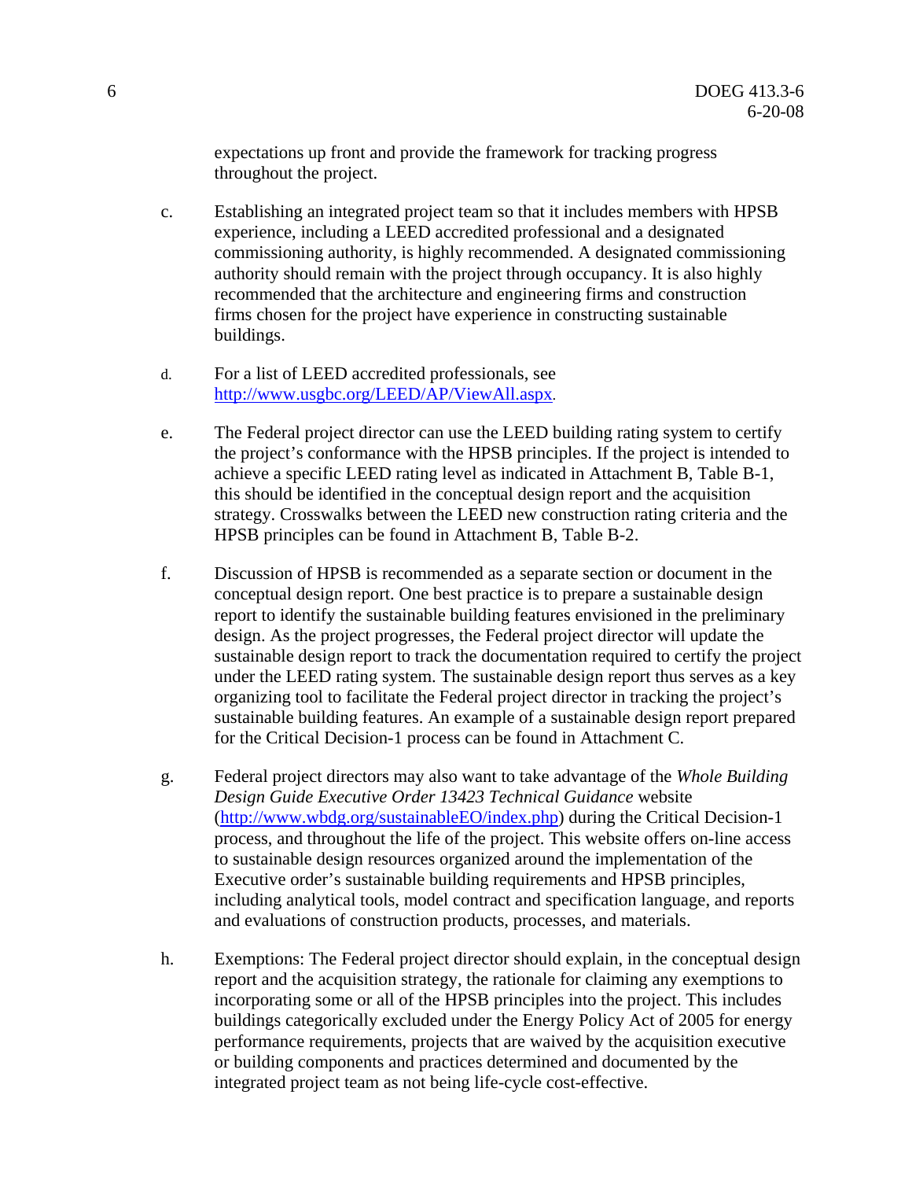expectations up front and provide the framework for tracking progress throughout the project.

c. Establishing an integrated project team so that it includes members with HPSB experience, including a LEED accredited professional and a designated commissioning authority, is highly recommended. A designated commissioning authority should remain with the project through occupancy. It is also highly recommended that the architecture and engineering firms and construction firms chosen for the project have experience in constructing sustainable buildings.

d. For a list of LEED accredited professionals, see [http://www.usgbc.org/LEED/AP/ViewAll.aspx](http://www.usgbc.org/LEED/AP/ViewAll.aspx).

e. The Federal project director can use the LEED building rating system to certify the project's conformance with the HPSB principles. If the project is intended to achieve a specific LEED rating level as indicated in Attachment B, Table B-1, this should be identified in the conceptual design report and the acquisition strategy. Crosswalks between the LEED new construction rating criteria and the HPSB principles can be found in Attachment B, Table B-2.

f. Discussion of HPSB is recommended as a separate section or document in the conceptual design report. One best practice is to prepare a sustainable design report to identify the sustainable building features envisioned in the preliminary design. As the project progresses, the Federal project director will update the sustainable design report to track the documentation required to certify the project under the LEED rating system. The sustainable design report thus serves as a key organizing tool to facilitate the Federal project director in tracking the project's sustainable building features. An example of a sustainable design report prepared for the Critical Decision-1 process can be found in Attachment C.

g. Federal project directors may also want to take advantage of the *Whole Building Design Guide Executive Order 13423 Technical Guidance* website ([http://www.wbdg.org/sustainableEO/index.php](http://www.wbdg.org/sustainableEO/index.php)) during the Critical Decision-1 process, and throughout the life of the project. This website offers on-line access to sustainable design resources organized around the implementation of the Executive order's sustainable building requirements and HPSB principles, including analytical tools, model contract and specification language, and reports and evaluations of construction products, processes, and materials.

h. Exemptions: The Federal project director should explain, in the conceptual design report and the acquisition strategy, the rationale for claiming any exemptions to incorporating some or all of the HPSB principles into the project. This includes buildings categorically excluded under the Energy Policy Act of 2005 for energy performance requirements, projects that are waived by the acquisition executive or building components and practices determined and documented by the integrated project team as not being life-cycle cost-effective.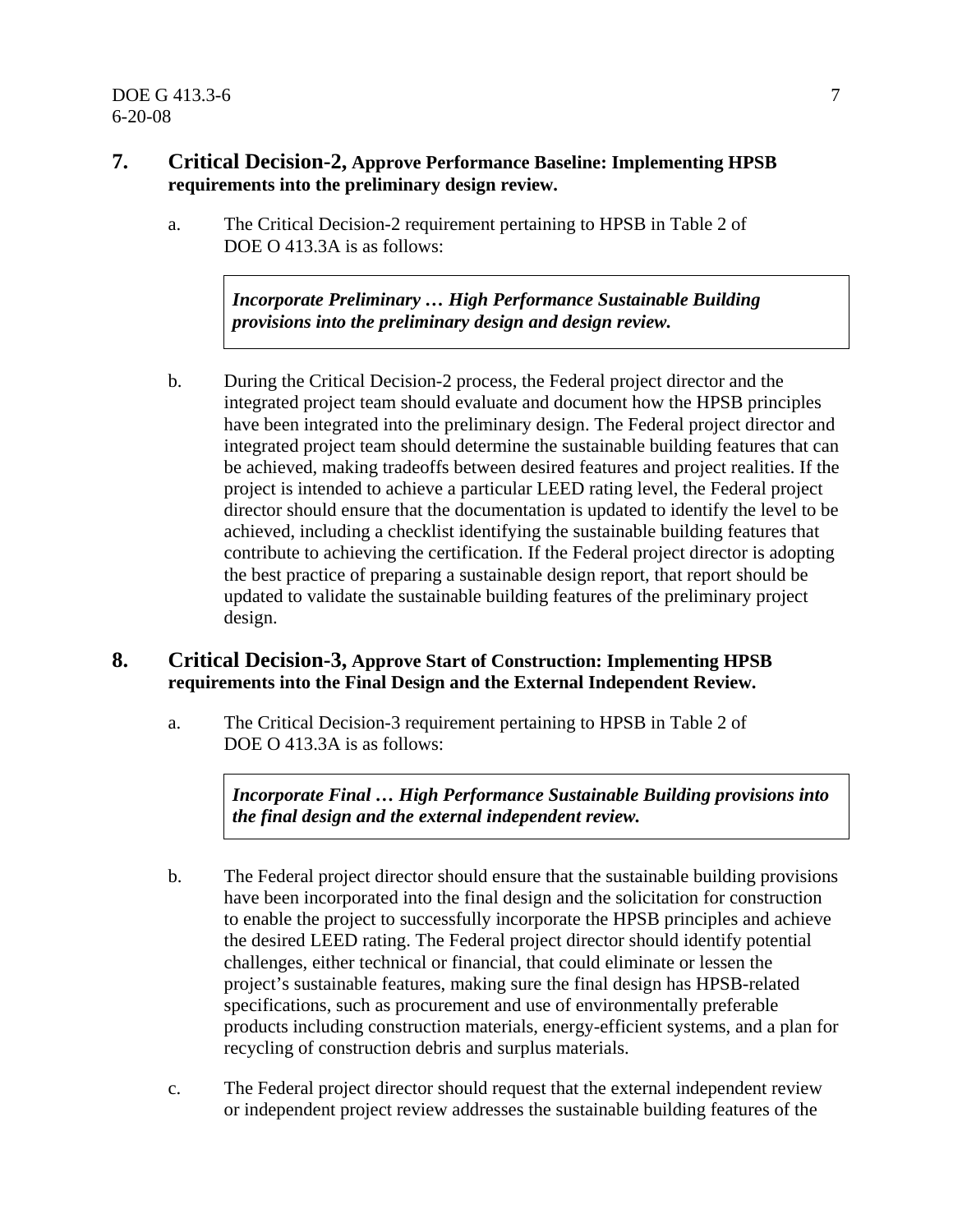## 7. Critical Decision-2, Approve Performance Baseline: Implementing HPSB requirements into the preliminary design review.

a. The Critical Decision-2 requirement pertaining to HPSB in Table 2 of DOE O 413.3A is as follows:

> ***Incorporate Preliminary … High Performance Sustainable Building provisions into the preliminary design and design review.***

b. During the Critical Decision-2 process, the Federal project director and the integrated project team should evaluate and document how the HPSB principles have been integrated into the preliminary design. The Federal project director and integrated project team should determine the sustainable building features that can be achieved, making tradeoffs between desired features and project realities. If the project is intended to achieve a particular LEED rating level, the Federal project director should ensure that the documentation is updated to identify the level to be achieved, including a checklist identifying the sustainable building features that contribute to achieving the certification. If the Federal project director is adopting the best practice of preparing a sustainable design report, that report should be updated to validate the sustainable building features of the preliminary project design.

## 8. Critical Decision-3, Approve Start of Construction: Implementing HPSB requirements into the Final Design and the External Independent Review.

a. The Critical Decision-3 requirement pertaining to HPSB in Table 2 of DOE O 413.3A is as follows:

> ***Incorporate Final … High Performance Sustainable Building provisions into the final design and the external independent review.***

b. The Federal project director should ensure that the sustainable building provisions have been incorporated into the final design and the solicitation for construction to enable the project to successfully incorporate the HPSB principles and achieve the desired LEED rating. The Federal project director should identify potential challenges, either technical or financial, that could eliminate or lessen the project's sustainable features, making sure the final design has HPSB-related specifications, such as procurement and use of environmentally preferable products including construction materials, energy-efficient systems, and a plan for recycling of construction debris and surplus materials.

c. The Federal project director should request that the external independent review or independent project review addresses the sustainable building features of the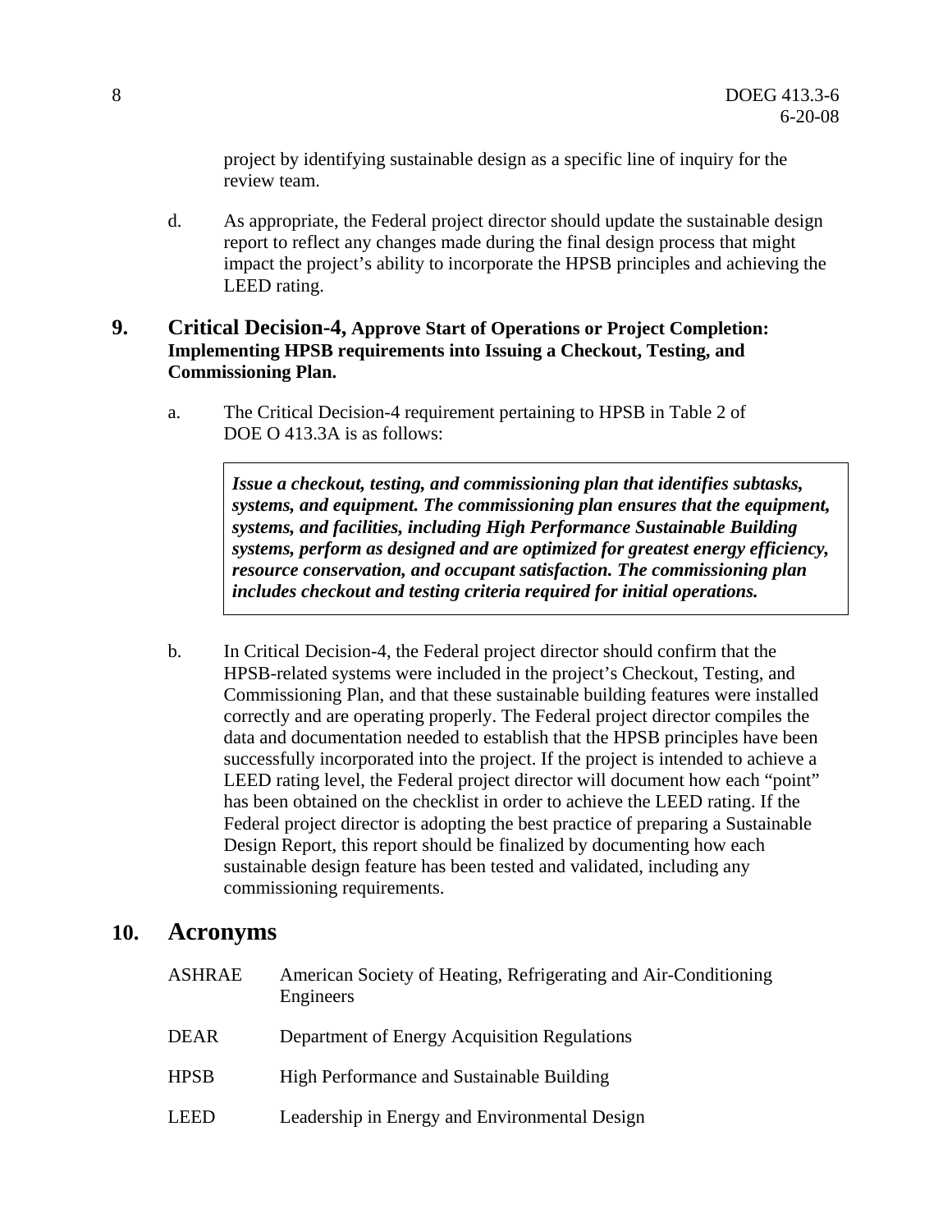project by identifying sustainable design as a specific line of inquiry for the review team.

d. As appropriate, the Federal project director should update the sustainable design report to reflect any changes made during the final design process that might impact the project's ability to incorporate the HPSB principles and achieving the LEED rating.

## 9. Critical Decision-4, Approve Start of Operations or Project Completion: Implementing HPSB requirements into Issuing a Checkout, Testing, and Commissioning Plan.

a. The Critical Decision-4 requirement pertaining to HPSB in Table 2 of DOE O 413.3A is as follows:

> ***Issue a checkout, testing, and commissioning plan that identifies subtasks, systems, and equipment. The commissioning plan ensures that the equipment, systems, and facilities, including High Performance Sustainable Building systems, perform as designed and are optimized for greatest energy efficiency, resource conservation, and occupant satisfaction. The commissioning plan includes checkout and testing criteria required for initial operations.***

b. In Critical Decision-4, the Federal project director should confirm that the HPSB-related systems were included in the project's Checkout, Testing, and Commissioning Plan, and that these sustainable building features were installed correctly and are operating properly. The Federal project director compiles the data and documentation needed to establish that the HPSB principles have been successfully incorporated into the project. If the project is intended to achieve a LEED rating level, the Federal project director will document how each "point" has been obtained on the checklist in order to achieve the LEED rating. If the Federal project director is adopting the best practice of preparing a Sustainable Design Report, this report should be finalized by documenting how each sustainable design feature has been tested and validated, including any commissioning requirements.

## 10. Acronyms

| | |
|---|---|
| ASHRAE | American Society of Heating, Refrigerating and Air-Conditioning Engineers |
| DEAR | Department of Energy Acquisition Regulations |
| HPSB | High Performance and Sustainable Building |
| LEED | Leadership in Energy and Environmental Design |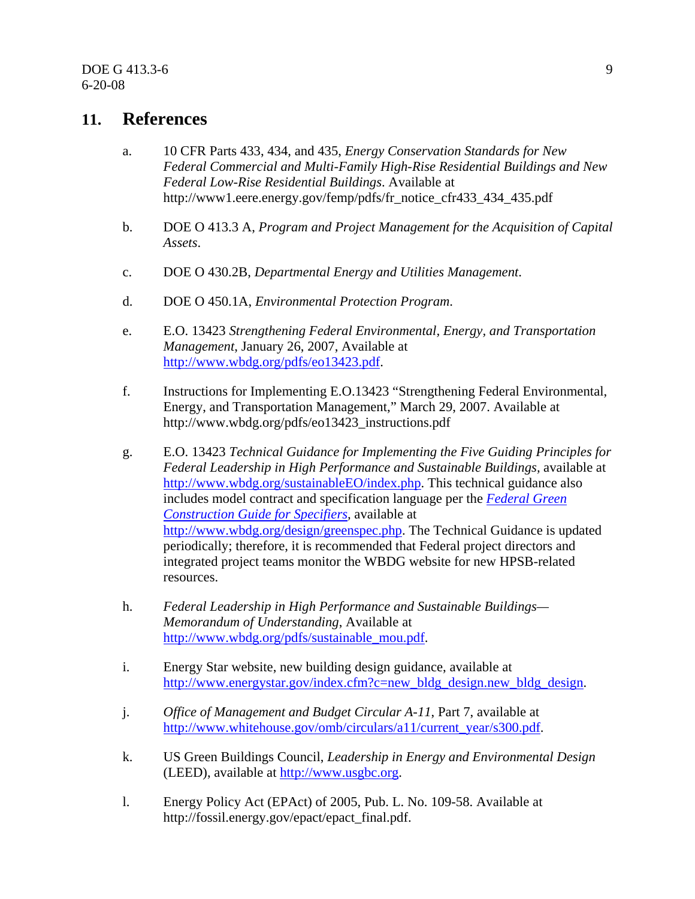## 11. References

a. 10 CFR Parts 433, 434, and 435, *Energy Conservation Standards for New Federal Commercial and Multi-Family High-Rise Residential Buildings and New Federal Low-Rise Residential Buildings*. Available at http://www1.eere.energy.gov/femp/pdfs/fr_notice_cfr433_434_435.pdf

b. DOE O 413.3 A, *Program and Project Management for the Acquisition of Capital Assets*.

c. DOE O 430.2B, *Departmental Energy and Utilities Management*.

d. DOE O 450.1A, *Environmental Protection Program*.

e. E.O. 13423 *Strengthening Federal Environmental, Energy, and Transportation Management*, January 26, 2007, Available at http://www.wbdg.org/pdfs/eo13423.pdf.

f. Instructions for Implementing E.O.13423 "Strengthening Federal Environmental, Energy, and Transportation Management," March 29, 2007. Available at http://www.wbdg.org/pdfs/eo13423_instructions.pdf

g. E.O. 13423 *Technical Guidance for Implementing the Five Guiding Principles for Federal Leadership in High Performance and Sustainable Buildings,* available at http://www.wbdg.org/sustainableEO/index.php. This technical guidance also includes model contract and specification language per the *Federal Green Construction Guide for Specifiers*, available at http://www.wbdg.org/design/greenspec.php. The Technical Guidance is updated periodically; therefore, it is recommended that Federal project directors and integrated project teams monitor the WBDG website for new HPSB-related resources.

h. *Federal Leadership in High Performance and Sustainable Buildings—Memorandum of Understanding*, Available at http://www.wbdg.org/pdfs/sustainable_mou.pdf.

i. Energy Star website, new building design guidance, available at http://www.energystar.gov/index.cfm?c=new_bldg_design.new_bldg_design.

j. *Office of Management and Budget Circular A-11*, Part 7, available at http://www.whitehouse.gov/omb/circulars/a11/current_year/s300.pdf.

k. US Green Buildings Council, *Leadership in Energy and Environmental Design* (LEED), available at http://www.usgbc.org.

l. Energy Policy Act (EPAct) of 2005, Pub. L. No. 109-58. Available at http://fossil.energy.gov/epact/epact_final.pdf.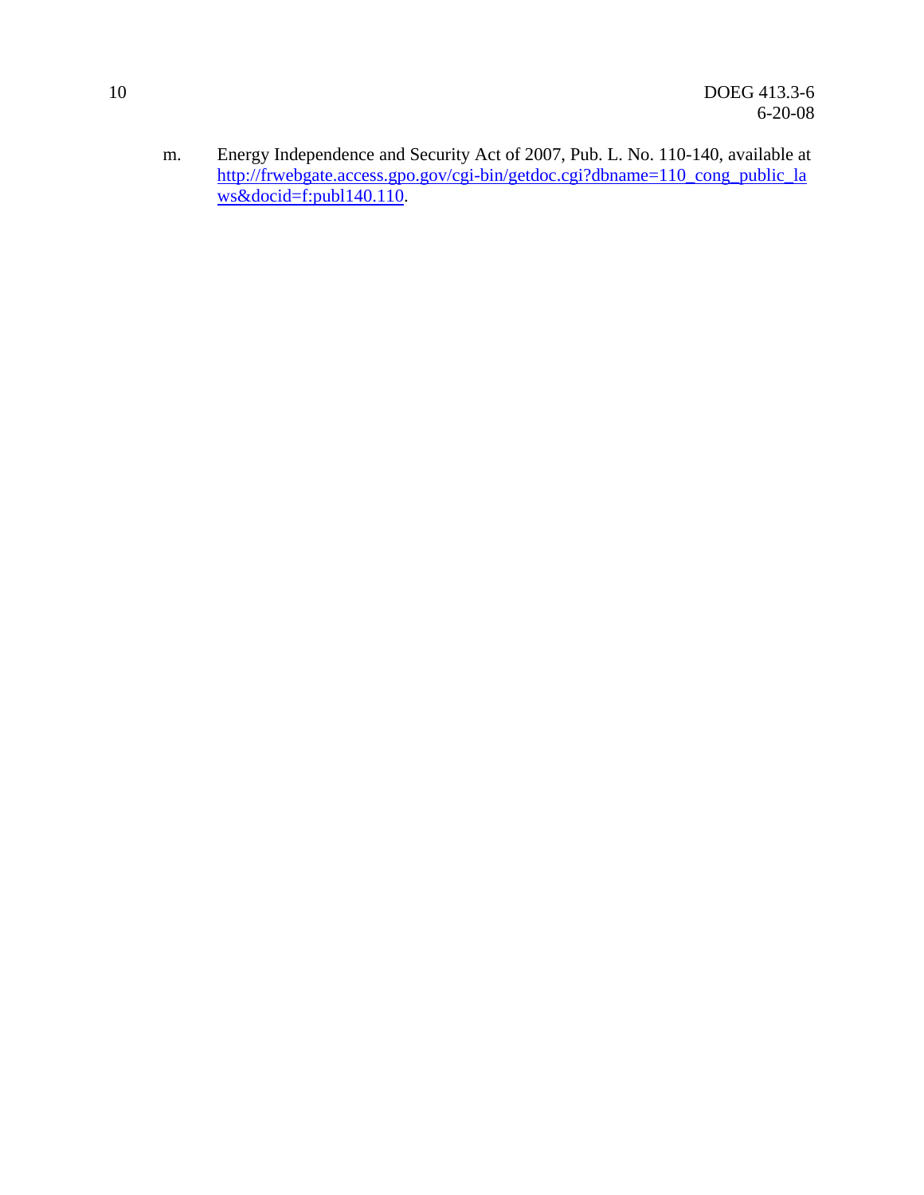m. Energy Independence and Security Act of 2007, Pub. L. No. 110-140, available at [http://frwebgate.access.gpo.gov/cgi-bin/getdoc.cgi?dbname=110_cong_public_laws&docid=f:publ140.110](http://frwebgate.access.gpo.gov/cgi-bin/getdoc.cgi?dbname=110_cong_public_laws&docid=f:publ140.110).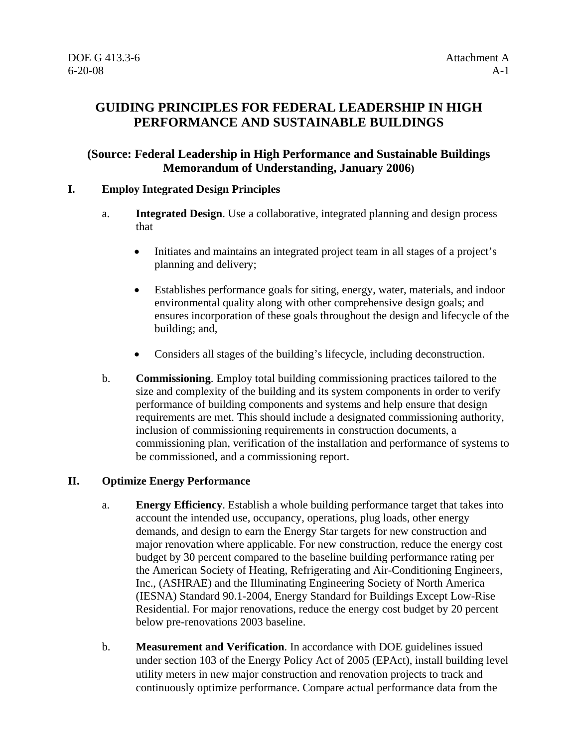# GUIDING PRINCIPLES FOR FEDERAL LEADERSHIP IN HIGH PERFORMANCE AND SUSTAINABLE BUILDINGS

## (Source: Federal Leadership in High Performance and Sustainable Buildings Memorandum of Understanding, January 2006)

### I. Employ Integrated Design Principles

a. **Integrated Design**. Use a collaborative, integrated planning and design process that

- Initiates and maintains an integrated project team in all stages of a project's planning and delivery;
- Establishes performance goals for siting, energy, water, materials, and indoor environmental quality along with other comprehensive design goals; and ensures incorporation of these goals throughout the design and lifecycle of the building; and,
- Considers all stages of the building's lifecycle, including deconstruction.

b. **Commissioning**. Employ total building commissioning practices tailored to the size and complexity of the building and its system components in order to verify performance of building components and systems and help ensure that design requirements are met. This should include a designated commissioning authority, inclusion of commissioning requirements in construction documents, a commissioning plan, verification of the installation and performance of systems to be commissioned, and a commissioning report.

### II. Optimize Energy Performance

a. **Energy Efficiency**. Establish a whole building performance target that takes into account the intended use, occupancy, operations, plug loads, other energy demands, and design to earn the Energy Star targets for new construction and major renovation where applicable. For new construction, reduce the energy cost budget by 30 percent compared to the baseline building performance rating per the American Society of Heating, Refrigerating and Air-Conditioning Engineers, Inc., (ASHRAE) and the Illuminating Engineering Society of North America (IESNA) Standard 90.1-2004, Energy Standard for Buildings Except Low-Rise Residential. For major renovations, reduce the energy cost budget by 20 percent below pre-renovations 2003 baseline.

b. **Measurement and Verification**. In accordance with DOE guidelines issued under section 103 of the Energy Policy Act of 2005 (EPAct), install building level utility meters in new major construction and renovation projects to track and continuously optimize performance. Compare actual performance data from the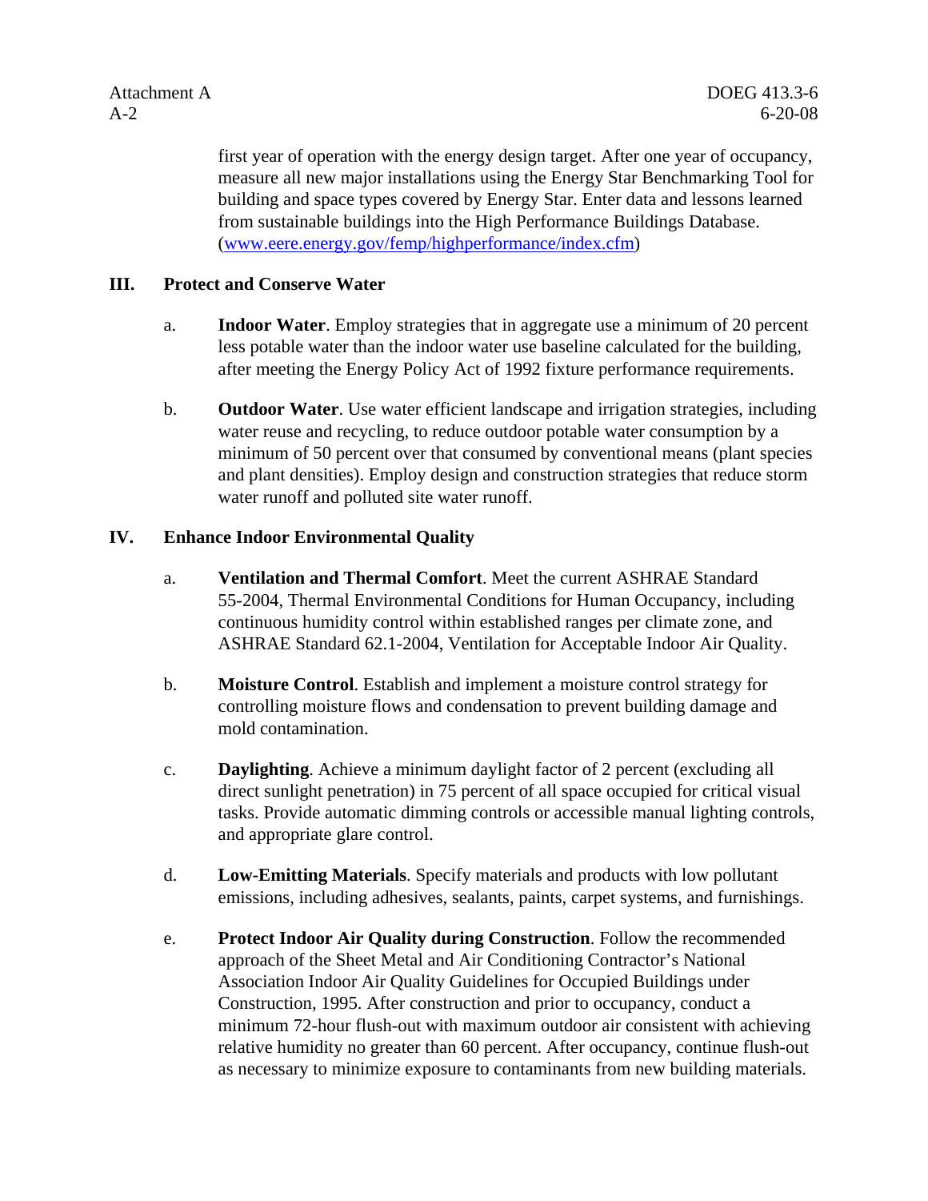first year of operation with the energy design target. After one year of occupancy, measure all new major installations using the Energy Star Benchmarking Tool for building and space types covered by Energy Star. Enter data and lessons learned from sustainable buildings into the High Performance Buildings Database. (www.eere.energy.gov/femp/highperformance/index.cfm)

## III. Protect and Conserve Water

a. **Indoor Water**. Employ strategies that in aggregate use a minimum of 20 percent less potable water than the indoor water use baseline calculated for the building, after meeting the Energy Policy Act of 1992 fixture performance requirements.

b. **Outdoor Water**. Use water efficient landscape and irrigation strategies, including water reuse and recycling, to reduce outdoor potable water consumption by a minimum of 50 percent over that consumed by conventional means (plant species and plant densities). Employ design and construction strategies that reduce storm water runoff and polluted site water runoff.

## IV. Enhance Indoor Environmental Quality

a. **Ventilation and Thermal Comfort**. Meet the current ASHRAE Standard 55-2004, Thermal Environmental Conditions for Human Occupancy, including continuous humidity control within established ranges per climate zone, and ASHRAE Standard 62.1-2004, Ventilation for Acceptable Indoor Air Quality.

b. **Moisture Control**. Establish and implement a moisture control strategy for controlling moisture flows and condensation to prevent building damage and mold contamination.

c. **Daylighting**. Achieve a minimum daylight factor of 2 percent (excluding all direct sunlight penetration) in 75 percent of all space occupied for critical visual tasks. Provide automatic dimming controls or accessible manual lighting controls, and appropriate glare control.

d. **Low-Emitting Materials**. Specify materials and products with low pollutant emissions, including adhesives, sealants, paints, carpet systems, and furnishings.

e. **Protect Indoor Air Quality during Construction**. Follow the recommended approach of the Sheet Metal and Air Conditioning Contractor's National Association Indoor Air Quality Guidelines for Occupied Buildings under Construction, 1995. After construction and prior to occupancy, conduct a minimum 72-hour flush-out with maximum outdoor air consistent with achieving relative humidity no greater than 60 percent. After occupancy, continue flush-out as necessary to minimize exposure to contaminants from new building materials.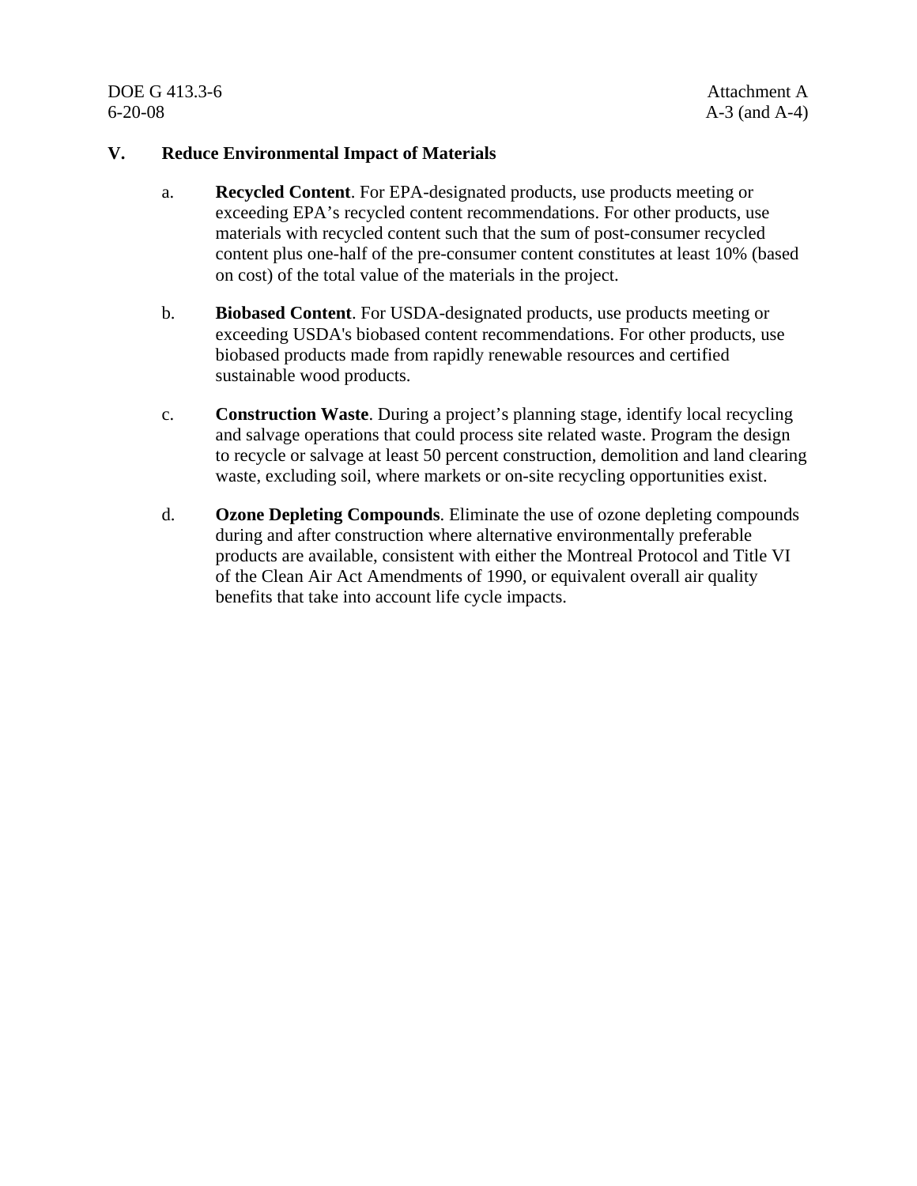## V. Reduce Environmental Impact of Materials

a. **Recycled Content**. For EPA-designated products, use products meeting or exceeding EPA's recycled content recommendations. For other products, use materials with recycled content such that the sum of post-consumer recycled content plus one-half of the pre-consumer content constitutes at least 10% (based on cost) of the total value of the materials in the project.

b. **Biobased Content**. For USDA-designated products, use products meeting or exceeding USDA's biobased content recommendations. For other products, use biobased products made from rapidly renewable resources and certified sustainable wood products.

c. **Construction Waste**. During a project's planning stage, identify local recycling and salvage operations that could process site related waste. Program the design to recycle or salvage at least 50 percent construction, demolition and land clearing waste, excluding soil, where markets or on-site recycling opportunities exist.

d. **Ozone Depleting Compounds**. Eliminate the use of ozone depleting compounds during and after construction where alternative environmentally preferable products are available, consistent with either the Montreal Protocol and Title VI of the Clean Air Act Amendments of 1990, or equivalent overall air quality benefits that take into account life cycle impacts.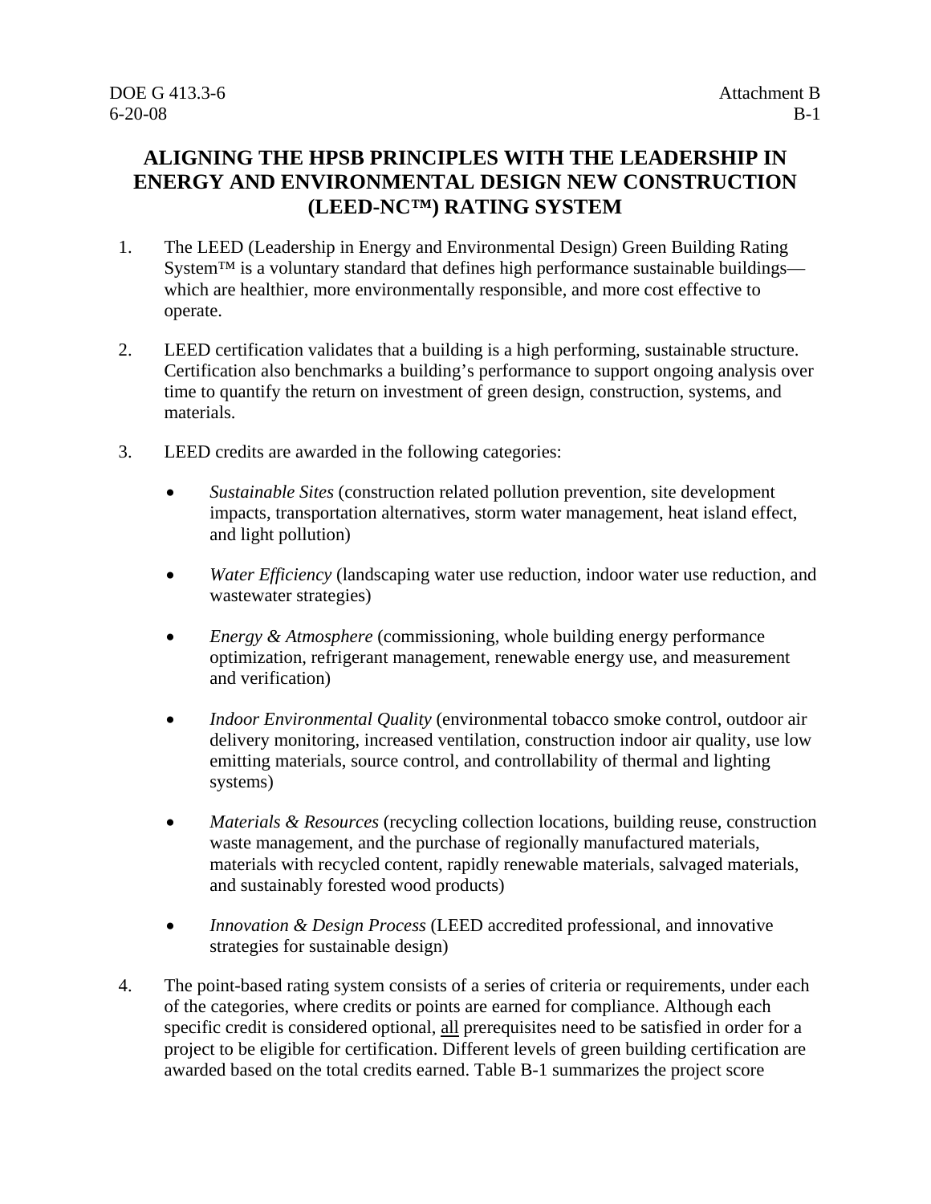# ALIGNING THE HPSB PRINCIPLES WITH THE LEADERSHIP IN ENERGY AND ENVIRONMENTAL DESIGN NEW CONSTRUCTION (LEED-NC™) RATING SYSTEM

1. The LEED (Leadership in Energy and Environmental Design) Green Building Rating System™ is a voluntary standard that defines high performance sustainable buildings—which are healthier, more environmentally responsible, and more cost effective to operate.

2. LEED certification validates that a building is a high performing, sustainable structure. Certification also benchmarks a building's performance to support ongoing analysis over time to quantify the return on investment of green design, construction, systems, and materials.

3. LEED credits are awarded in the following categories:

   - *Sustainable Sites* (construction related pollution prevention, site development impacts, transportation alternatives, storm water management, heat island effect, and light pollution)

   - *Water Efficiency* (landscaping water use reduction, indoor water use reduction, and wastewater strategies)

   - *Energy & Atmosphere* (commissioning, whole building energy performance optimization, refrigerant management, renewable energy use, and measurement and verification)

   - *Indoor Environmental Quality* (environmental tobacco smoke control, outdoor air delivery monitoring, increased ventilation, construction indoor air quality, use low emitting materials, source control, and controllability of thermal and lighting systems)

   - *Materials & Resources* (recycling collection locations, building reuse, construction waste management, and the purchase of regionally manufactured materials, materials with recycled content, rapidly renewable materials, salvaged materials, and sustainably forested wood products)

   - *Innovation & Design Process* (LEED accredited professional, and innovative strategies for sustainable design)

4. The point-based rating system consists of a series of criteria or requirements, under each of the categories, where credits or points are earned for compliance. Although each specific credit is considered optional, <u>all</u> prerequisites need to be satisfied in order for a project to be eligible for certification. Different levels of green building certification are awarded based on the total credits earned. Table B-1 summarizes the project score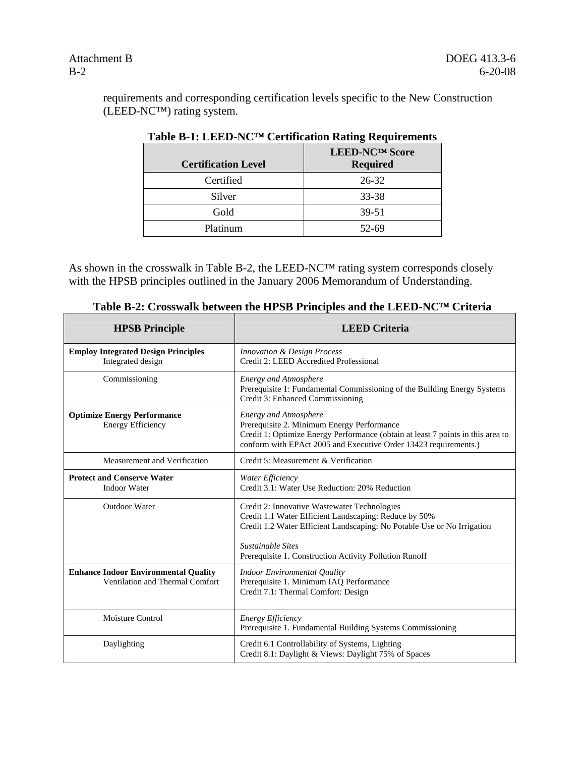requirements and corresponding certification levels specific to the New Construction (LEED-NC™) rating system.

**Table B-1: LEED-NC™ Certification Rating Requirements**

| Certification Level | LEED-NC™ Score Required |
|---|---|
| Certified | 26-32 |
| Silver | 33-38 |
| Gold | 39-51 |
| Platinum | 52-69 |

As shown in the crosswalk in Table B-2, the LEED-NC™ rating system corresponds closely with the HPSB principles outlined in the January 2006 Memorandum of Understanding.

**Table B-2: Crosswalk between the HPSB Principles and the LEED-NC™ Criteria**

| HPSB Principle | LEED Criteria |
|---|---|
| **Employ Integrated Design Principles**<br>Integrated design | *Innovation & Design Process*<br>Credit 2: LEED Accredited Professional |
| Commissioning | *Energy and Atmosphere*<br>Prerequisite 1: Fundamental Commissioning of the Building Energy Systems<br>Credit 3: Enhanced Commissioning |
| **Optimize Energy Performance**<br>Energy Efficiency | *Energy and Atmosphere*<br>Prerequisite 2. Minimum Energy Performance<br>Credit 1: Optimize Energy Performance (obtain at least 7 points in this area to conform with EPAct 2005 and Executive Order 13423 requirements.) |
| Measurement and Verification | Credit 5: Measurement & Verification |
| **Protect and Conserve Water**<br>Indoor Water | *Water Efficiency*<br>Credit 3.1: Water Use Reduction: 20% Reduction |
| Outdoor Water | Credit 2: Innovative Wastewater Technologies<br>Credit 1.1 Water Efficient Landscaping: Reduce by 50%<br>Credit 1.2 Water Efficient Landscaping: No Potable Use or No Irrigation<br><br>*Sustainable Sites*<br>Prerequisite 1. Construction Activity Pollution Runoff |
| **Enhance Indoor Environmental Quality**<br>Ventilation and Thermal Comfort | *Indoor Environmental Quality*<br>Prerequisite 1. Minimum IAQ Performance<br>Credit 7.1: Thermal Comfort: Design |
| Moisture Control | *Energy Efficiency*<br>Prerequisite 1. Fundamental Building Systems Commissioning |
| Daylighting | Credit 6.1 Controllability of Systems, Lighting<br>Credit 8.1: Daylight & Views: Daylight 75% of Spaces |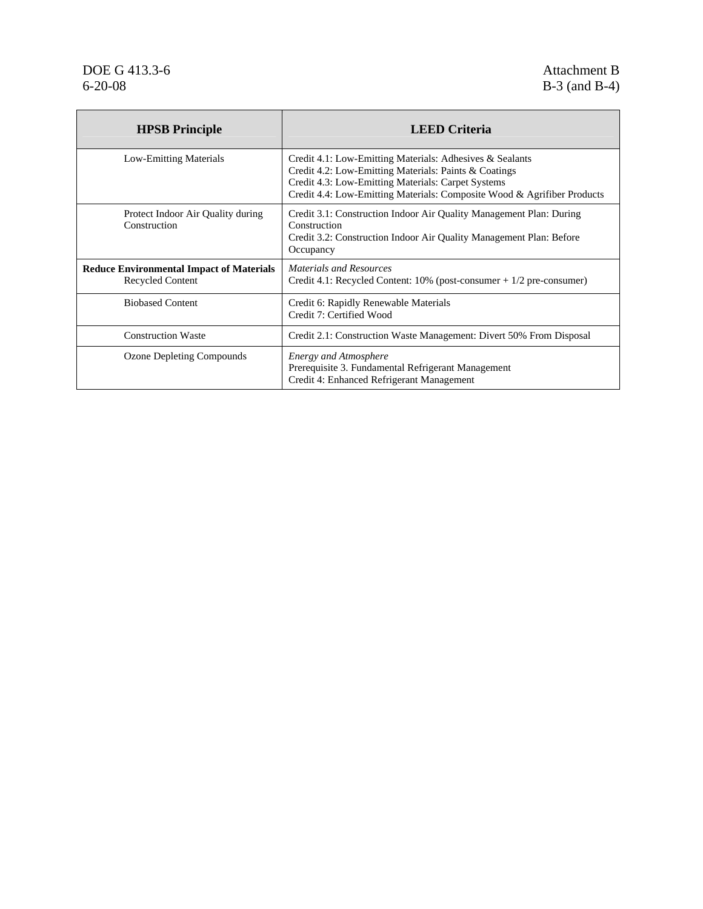| HPSB Principle | LEED Criteria |
|---|---|
| Low-Emitting Materials | Credit 4.1: Low-Emitting Materials: Adhesives & Sealants<br>Credit 4.2: Low-Emitting Materials: Paints & Coatings<br>Credit 4.3: Low-Emitting Materials: Carpet Systems<br>Credit 4.4: Low-Emitting Materials: Composite Wood & Agrifiber Products |
| Protect Indoor Air Quality during Construction | Credit 3.1: Construction Indoor Air Quality Management Plan: During Construction<br>Credit 3.2: Construction Indoor Air Quality Management Plan: Before Occupancy |
| **Reduce Environmental Impact of Materials**<br>Recycled Content | *Materials and Resources*<br>Credit 4.1: Recycled Content: 10% (post-consumer + 1/2 pre-consumer) |
| Biobased Content | Credit 6: Rapidly Renewable Materials<br>Credit 7: Certified Wood |
| Construction Waste | Credit 2.1: Construction Waste Management: Divert 50% From Disposal |
| Ozone Depleting Compounds | *Energy and Atmosphere*<br>Prerequisite 3. Fundamental Refrigerant Management<br>Credit 4: Enhanced Refrigerant Management |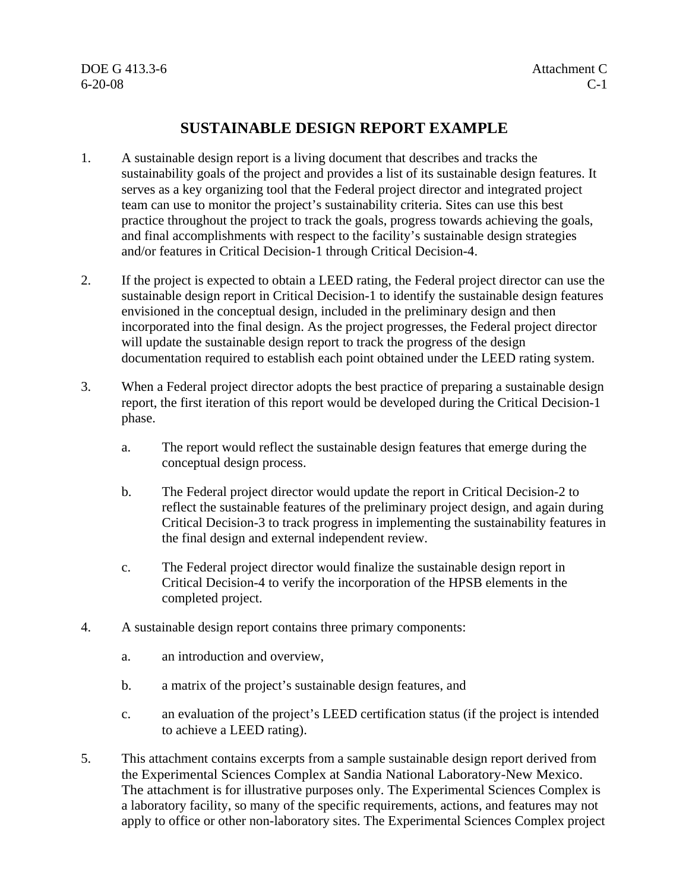# SUSTAINABLE DESIGN REPORT EXAMPLE

1. A sustainable design report is a living document that describes and tracks the sustainability goals of the project and provides a list of its sustainable design features. It serves as a key organizing tool that the Federal project director and integrated project team can use to monitor the project's sustainability criteria. Sites can use this best practice throughout the project to track the goals, progress towards achieving the goals, and final accomplishments with respect to the facility's sustainable design strategies and/or features in Critical Decision-1 through Critical Decision-4.

2. If the project is expected to obtain a LEED rating, the Federal project director can use the sustainable design report in Critical Decision-1 to identify the sustainable design features envisioned in the conceptual design, included in the preliminary design and then incorporated into the final design. As the project progresses, the Federal project director will update the sustainable design report to track the progress of the design documentation required to establish each point obtained under the LEED rating system.

3. When a Federal project director adopts the best practice of preparing a sustainable design report, the first iteration of this report would be developed during the Critical Decision-1 phase.

   a. The report would reflect the sustainable design features that emerge during the conceptual design process.

   b. The Federal project director would update the report in Critical Decision-2 to reflect the sustainable features of the preliminary project design, and again during Critical Decision-3 to track progress in implementing the sustainability features in the final design and external independent review.

   c. The Federal project director would finalize the sustainable design report in Critical Decision-4 to verify the incorporation of the HPSB elements in the completed project.

4. A sustainable design report contains three primary components:

   a. an introduction and overview,

   b. a matrix of the project's sustainable design features, and

   c. an evaluation of the project's LEED certification status (if the project is intended to achieve a LEED rating).

5. This attachment contains excerpts from a sample sustainable design report derived from the Experimental Sciences Complex at Sandia National Laboratory-New Mexico. The attachment is for illustrative purposes only. The Experimental Sciences Complex is a laboratory facility, so many of the specific requirements, actions, and features may not apply to office or other non-laboratory sites. The Experimental Sciences Complex project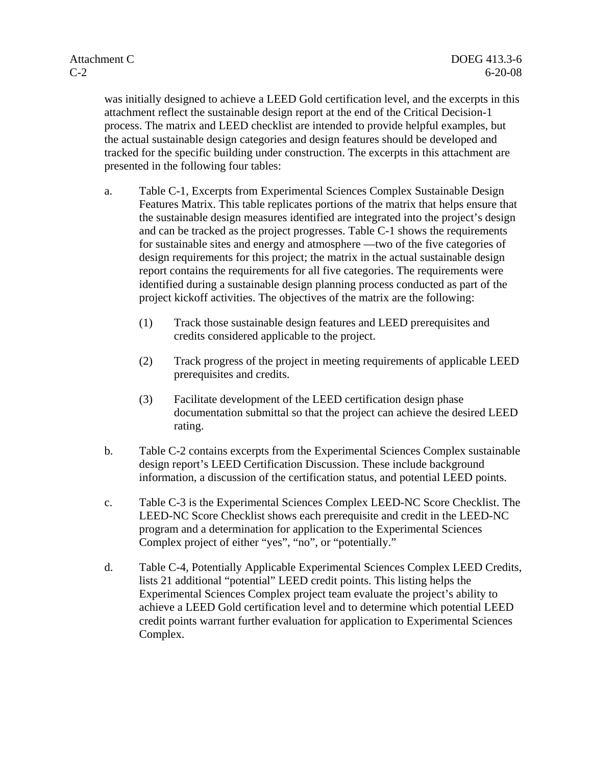was initially designed to achieve a LEED Gold certification level, and the excerpts in this attachment reflect the sustainable design report at the end of the Critical Decision-1 process. The matrix and LEED checklist are intended to provide helpful examples, but the actual sustainable design categories and design features should be developed and tracked for the specific building under construction. The excerpts in this attachment are presented in the following four tables:

a. Table C-1, Excerpts from Experimental Sciences Complex Sustainable Design Features Matrix. This table replicates portions of the matrix that helps ensure that the sustainable design measures identified are integrated into the project's design and can be tracked as the project progresses. Table C-1 shows the requirements for sustainable sites and energy and atmosphere —two of the five categories of design requirements for this project; the matrix in the actual sustainable design report contains the requirements for all five categories. The requirements were identified during a sustainable design planning process conducted as part of the project kickoff activities. The objectives of the matrix are the following:

   (1) Track those sustainable design features and LEED prerequisites and credits considered applicable to the project.

   (2) Track progress of the project in meeting requirements of applicable LEED prerequisites and credits.

   (3) Facilitate development of the LEED certification design phase documentation submittal so that the project can achieve the desired LEED rating.

b. Table C-2 contains excerpts from the Experimental Sciences Complex sustainable design report's LEED Certification Discussion. These include background information, a discussion of the certification status, and potential LEED points.

c. Table C-3 is the Experimental Sciences Complex LEED-NC Score Checklist. The LEED-NC Score Checklist shows each prerequisite and credit in the LEED-NC program and a determination for application to the Experimental Sciences Complex project of either "yes", "no", or "potentially."

d. Table C-4, Potentially Applicable Experimental Sciences Complex LEED Credits, lists 21 additional "potential" LEED credit points. This listing helps the Experimental Sciences Complex project team evaluate the project's ability to achieve a LEED Gold certification level and to determine which potential LEED credit points warrant further evaluation for application to Experimental Sciences Complex.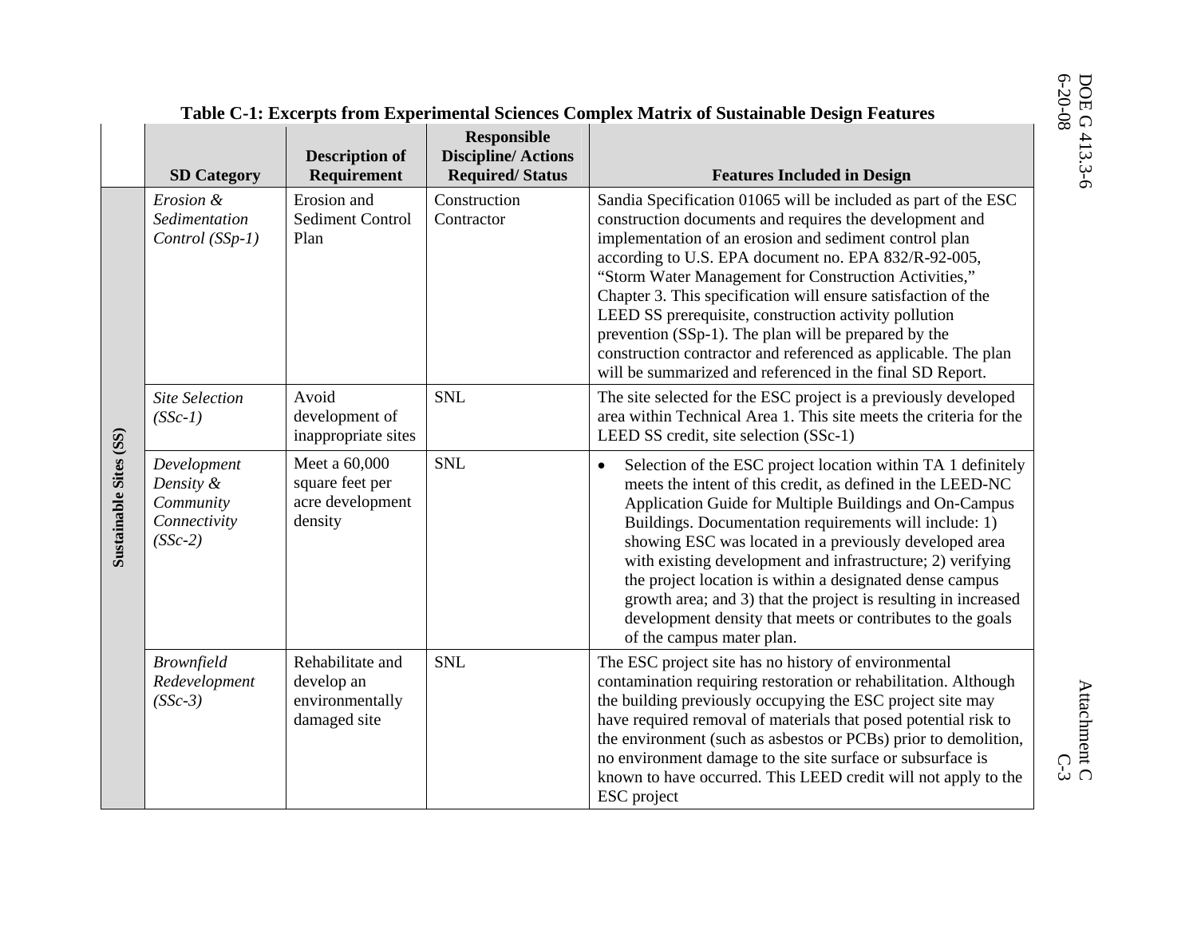**Table C-1: Excerpts from Experimental Sciences Complex Matrix of Sustainable Design Features**

| | SD Category | Description of Requirement | Responsible Discipline/ Actions Required/ Status | Features Included in Design |
|---|---|---|---|---|
| **Sustainable Sites (SS)** | *Erosion & Sedimentation Control (SSp-1)* | Erosion and Sediment Control Plan | Construction Contractor | Sandia Specification 01065 will be included as part of the ESC construction documents and requires the development and implementation of an erosion and sediment control plan according to U.S. EPA document no. EPA 832/R-92-005, "Storm Water Management for Construction Activities," Chapter 3. This specification will ensure satisfaction of the LEED SS prerequisite, construction activity pollution prevention (SSp-1). The plan will be prepared by the construction contractor and referenced as applicable. The plan will be summarized and referenced in the final SD Report. |
| | *Site Selection (SSc-1)* | Avoid development of inappropriate sites | SNL | The site selected for the ESC project is a previously developed area within Technical Area 1. This site meets the criteria for the LEED SS credit, site selection (SSc-1) |
| | *Development Density & Community Connectivity (SSc-2)* | Meet a 60,000 square feet per acre development density | SNL | • Selection of the ESC project location within TA 1 definitely meets the intent of this credit, as defined in the LEED-NC Application Guide for Multiple Buildings and On-Campus Buildings. Documentation requirements will include: 1) showing ESC was located in a previously developed area with existing development and infrastructure; 2) verifying the project location is within a designated dense campus growth area; and 3) that the project is resulting in increased development density that meets or contributes to the goals of the campus mater plan. |
| | *Brownfield Redevelopment (SSc-3)* | Rehabilitate and develop an environmentally damaged site | SNL | The ESC project site has no history of environmental contamination requiring restoration or rehabilitation. Although the building previously occupying the ESC project site may have required removal of materials that posed potential risk to the environment (such as asbestos or PCBs) prior to demolition, no environment damage to the site surface or subsurface is known to have occurred. This LEED credit will not apply to the ESC project |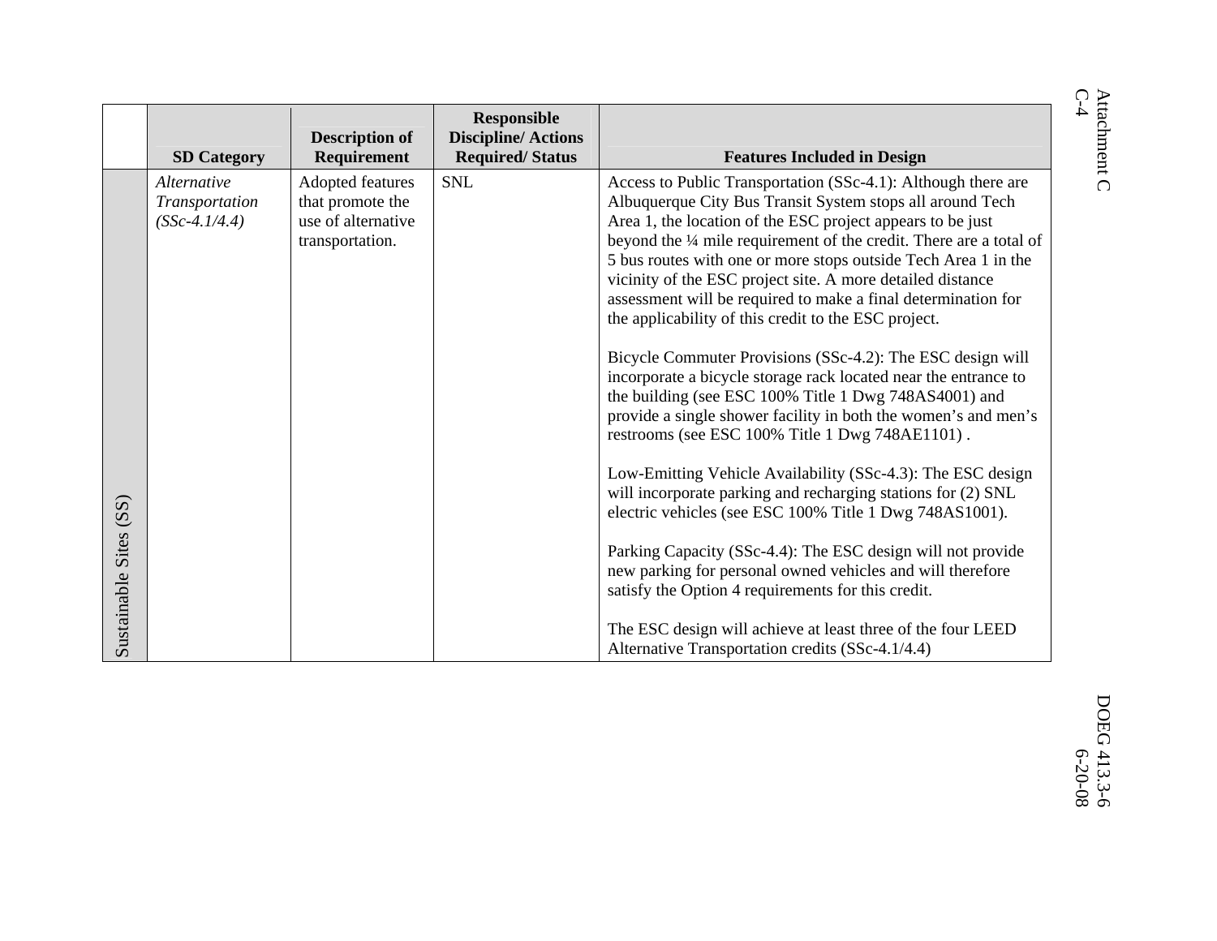| | SD Category | Description of Requirement | Responsible Discipline/ Actions Required/ Status | Features Included in Design |
|---|---|---|---|---|
| Sustainable Sites (SS) | *Alternative Transportation (SSc-4.1/4.4)* | Adopted features that promote the use of alternative transportation. | SNL | Access to Public Transportation (SSc-4.1): Although there are Albuquerque City Bus Transit System stops all around Tech Area 1, the location of the ESC project appears to be just beyond the ¼ mile requirement of the credit. There are a total of 5 bus routes with one or more stops outside Tech Area 1 in the vicinity of the ESC project site. A more detailed distance assessment will be required to make a final determination for the applicability of this credit to the ESC project.<br><br>Bicycle Commuter Provisions (SSc-4.2): The ESC design will incorporate a bicycle storage rack located near the entrance to the building (see ESC 100% Title 1 Dwg 748AS4001) and provide a single shower facility in both the women's and men's restrooms (see ESC 100% Title 1 Dwg 748AE1101) .<br><br>Low-Emitting Vehicle Availability (SSc-4.3): The ESC design will incorporate parking and recharging stations for (2) SNL electric vehicles (see ESC 100% Title 1 Dwg 748AS1001).<br><br>Parking Capacity (SSc-4.4): The ESC design will not provide new parking for personal owned vehicles and will therefore satisfy the Option 4 requirements for this credit.<br><br>The ESC design will achieve at least three of the four LEED Alternative Transportation credits (SSc-4.1/4.4) |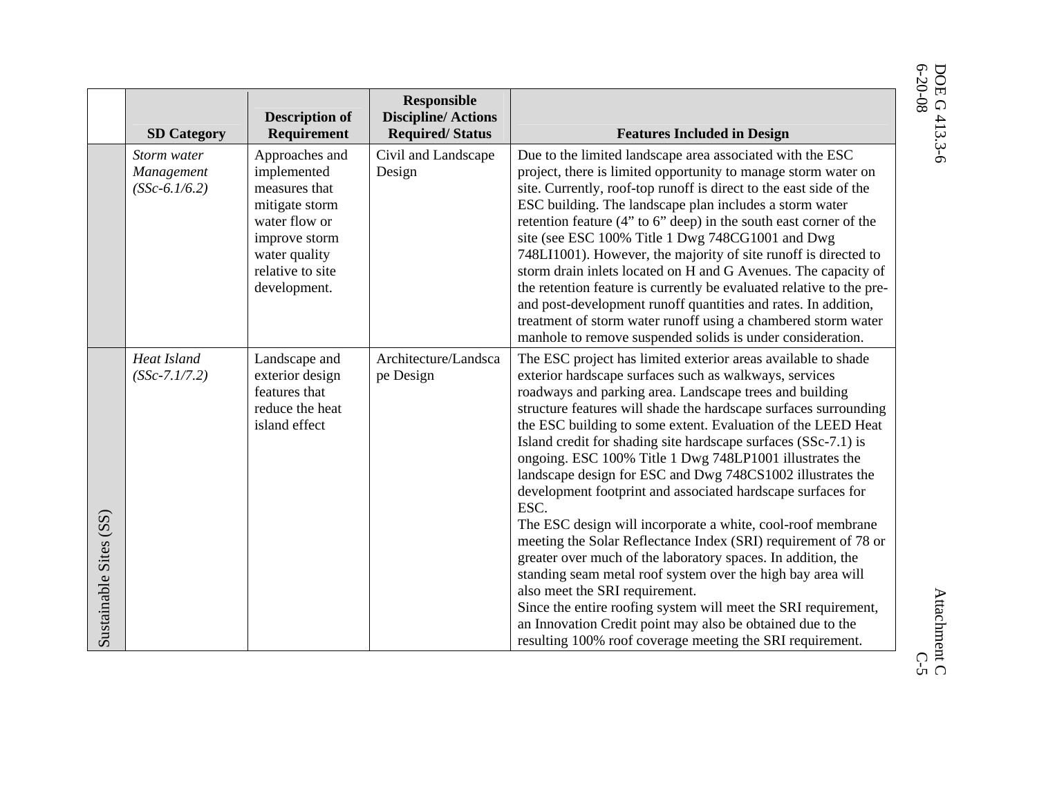| | SD Category | Description of Requirement | Responsible Discipline/ Actions Required/ Status | Features Included in Design |
|---|---|---|---|---|
| Sustainable Sites (SS) | *Storm water Management (SSc-6.1/6.2)* | Approaches and implemented measures that mitigate storm water flow or improve storm water quality relative to site development. | Civil and Landscape Design | Due to the limited landscape area associated with the ESC project, there is limited opportunity to manage storm water on site. Currently, roof-top runoff is direct to the east side of the ESC building. The landscape plan includes a storm water retention feature (4" to 6" deep) in the south east corner of the site (see ESC 100% Title 1 Dwg 748CG1001 and Dwg 748LI1001). However, the majority of site runoff is directed to storm drain inlets located on H and G Avenues. The capacity of the retention feature is currently be evaluated relative to the pre- and post-development runoff quantities and rates. In addition, treatment of storm water runoff using a chambered storm water manhole to remove suspended solids is under consideration. |
| | *Heat Island (SSc-7.1/7.2)* | Landscape and exterior design features that reduce the heat island effect | Architecture/Landscape Design | The ESC project has limited exterior areas available to shade exterior hardscape surfaces such as walkways, services roadways and parking area. Landscape trees and building structure features will shade the hardscape surfaces surrounding the ESC building to some extent. Evaluation of the LEED Heat Island credit for shading site hardscape surfaces (SSc-7.1) is ongoing. ESC 100% Title 1 Dwg 748LP1001 illustrates the landscape design for ESC and Dwg 748CS1002 illustrates the development footprint and associated hardscape surfaces for ESC.<br>The ESC design will incorporate a white, cool-roof membrane meeting the Solar Reflectance Index (SRI) requirement of 78 or greater over much of the laboratory spaces. In addition, the standing seam metal roof system over the high bay area will also meet the SRI requirement.<br>Since the entire roofing system will meet the SRI requirement, an Innovation Credit point may also be obtained due to the resulting 100% roof coverage meeting the SRI requirement. |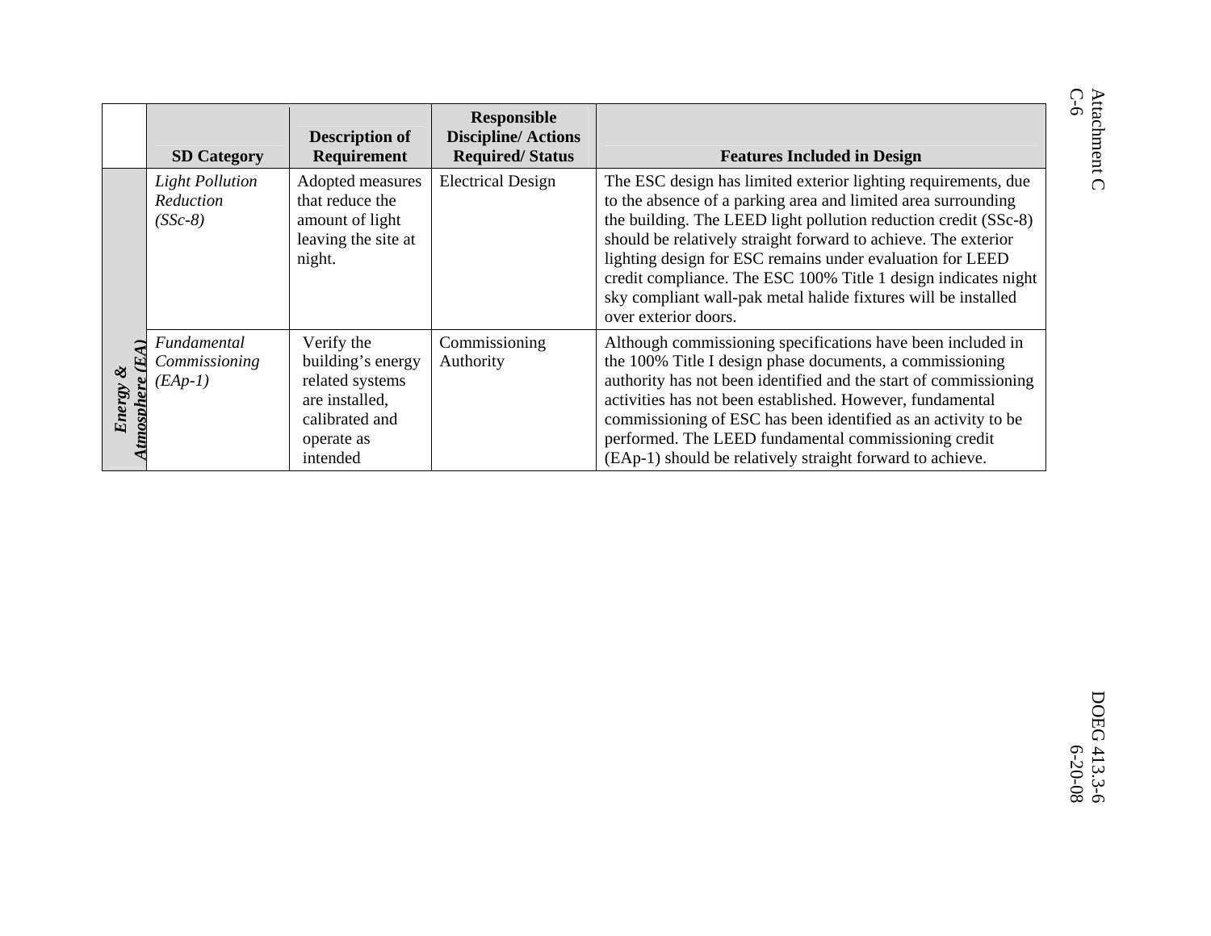| | SD Category | Description of Requirement | Responsible Discipline/ Actions Required/ Status | Features Included in Design |
|---|---|---|---|---|
| ***Energy & Atmosphere (EA)*** | *Light Pollution Reduction (SSc-8)* | Adopted measures that reduce the amount of light leaving the site at night. | Electrical Design | The ESC design has limited exterior lighting requirements, due to the absence of a parking area and limited area surrounding the building. The LEED light pollution reduction credit (SSc-8) should be relatively straight forward to achieve. The exterior lighting design for ESC remains under evaluation for LEED credit compliance. The ESC 100% Title 1 design indicates night sky compliant wall-pak metal halide fixtures will be installed over exterior doors. |
| | *Fundamental Commissioning (EAp-1)* | Verify the building's energy related systems are installed, calibrated and operate as intended | Commissioning Authority | Although commissioning specifications have been included in the 100% Title I design phase documents, a commissioning authority has not been identified and the start of commissioning activities has not been established. However, fundamental commissioning of ESC has been identified as an activity to be performed. The LEED fundamental commissioning credit (EAp-1) should be relatively straight forward to achieve. |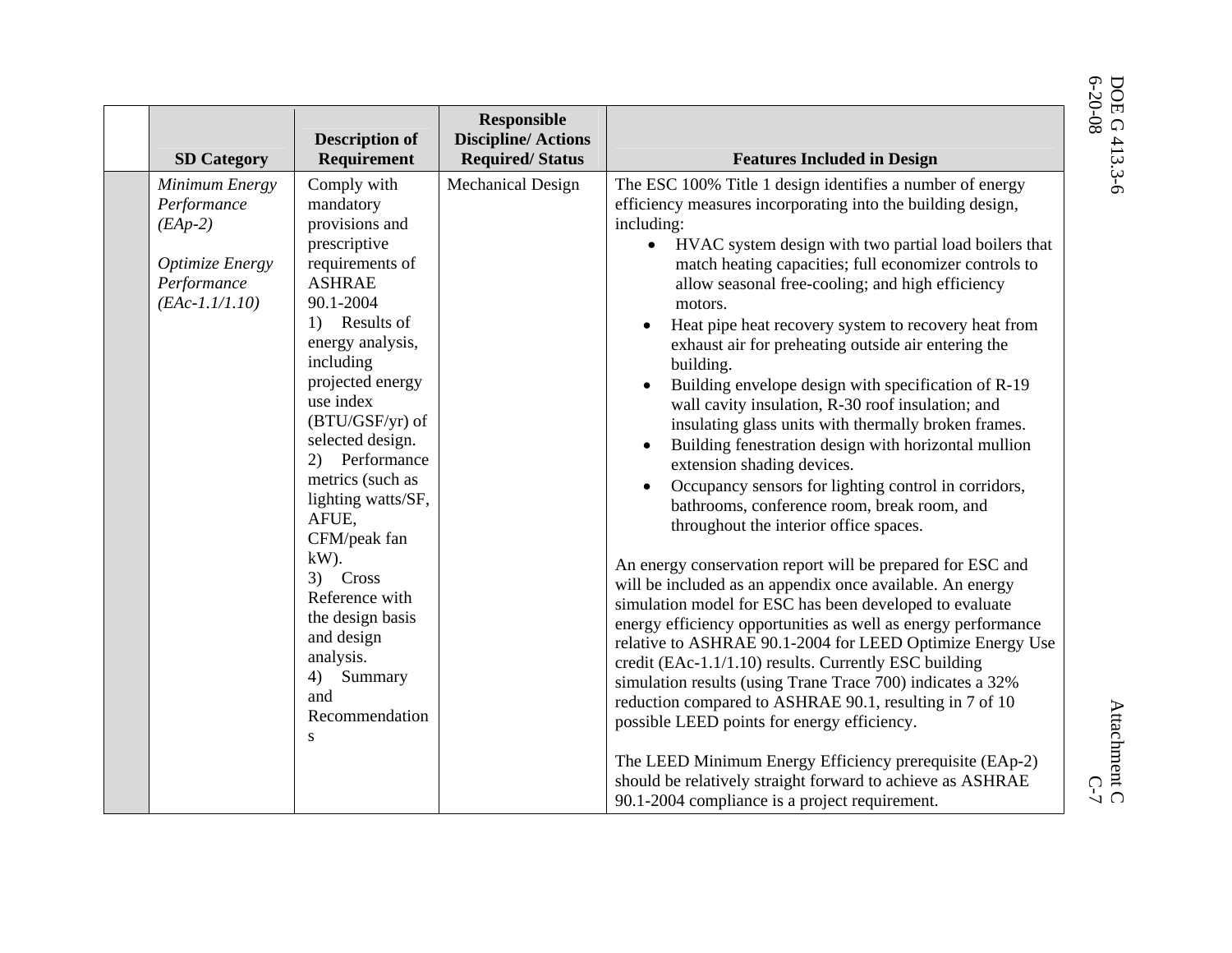| | SD Category | Description of Requirement | Responsible Discipline/ Actions Required/ Status | Features Included in Design |
|---|---|---|---|---|
| | *Minimum Energy Performance (EAp-2)*<br><br>*Optimize Energy Performance (EAc-1.1/1.10)* | Comply with mandatory provisions and prescriptive requirements of ASHRAE 90.1-2004<br>1) Results of energy analysis, including projected energy use index (BTU/GSF/yr) of selected design.<br>2) Performance metrics (such as lighting watts/SF, AFUE, CFM/peak fan kW).<br>3) Cross Reference with the design basis and design analysis.<br>4) Summary and Recommendations | Mechanical Design | The ESC 100% Title 1 design identifies a number of energy efficiency measures incorporating into the building design, including:<br>• HVAC system design with two partial load boilers that match heating capacities; full economizer controls to allow seasonal free-cooling; and high efficiency motors.<br>• Heat pipe heat recovery system to recovery heat from exhaust air for preheating outside air entering the building.<br>• Building envelope design with specification of R-19 wall cavity insulation, R-30 roof insulation; and insulating glass units with thermally broken frames.<br>• Building fenestration design with horizontal mullion extension shading devices.<br>• Occupancy sensors for lighting control in corridors, bathrooms, conference room, break room, and throughout the interior office spaces.<br><br>An energy conservation report will be prepared for ESC and will be included as an appendix once available. An energy simulation model for ESC has been developed to evaluate energy efficiency opportunities as well as energy performance relative to ASHRAE 90.1-2004 for LEED Optimize Energy Use credit (EAc-1.1/1.10) results. Currently ESC building simulation results (using Trane Trace 700) indicates a 32% reduction compared to ASHRAE 90.1, resulting in 7 of 10 possible LEED points for energy efficiency.<br><br>The LEED Minimum Energy Efficiency prerequisite (EAp-2) should be relatively straight forward to achieve as ASHRAE 90.1-2004 compliance is a project requirement. |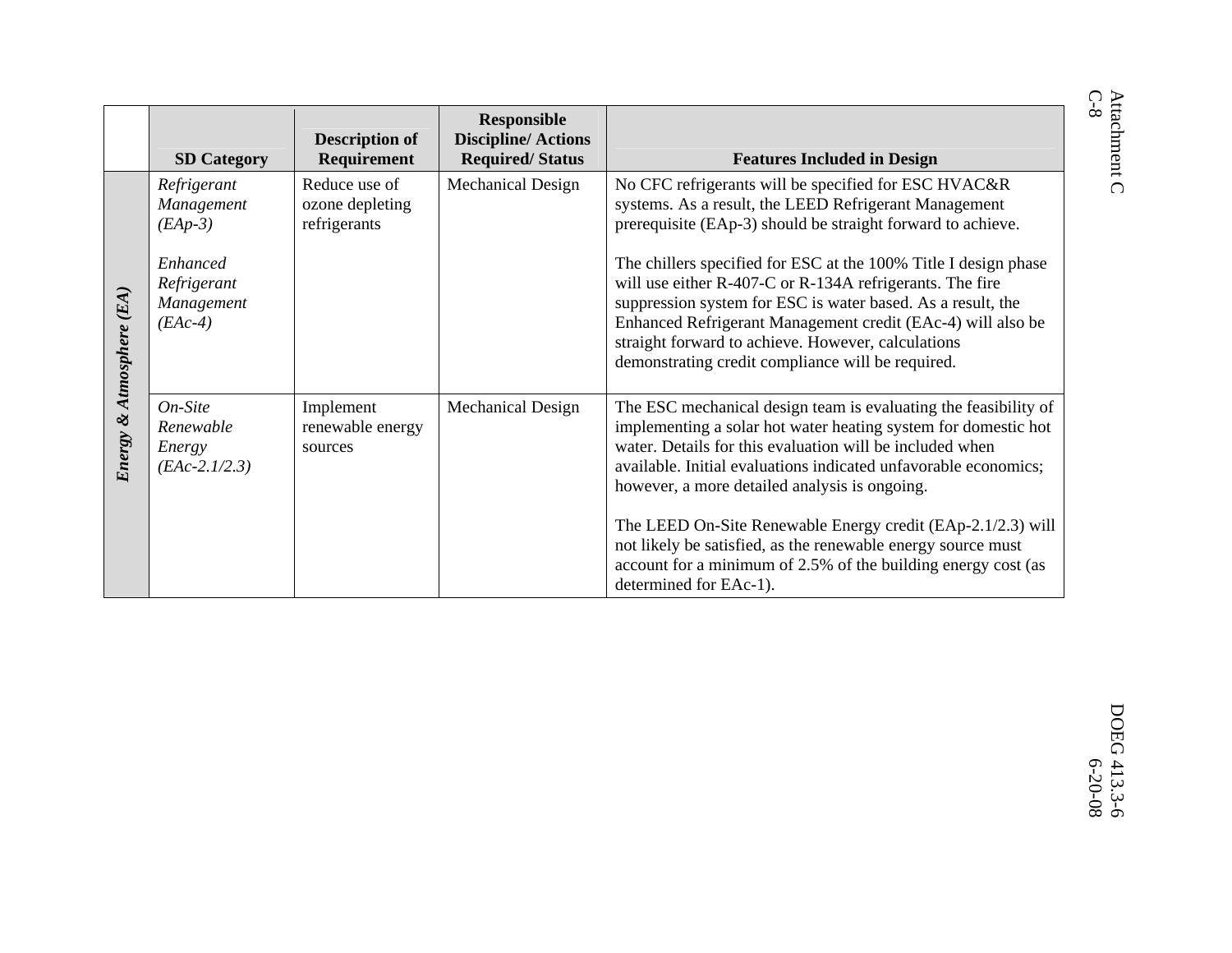| | SD Category | Description of Requirement | Responsible Discipline/ Actions Required/ Status | Features Included in Design |
|---|---|---|---|---|
| ***Energy & Atmosphere (EA)*** | *Refrigerant Management (EAp-3)*<br><br>*Enhanced Refrigerant Management (EAc-4)* | Reduce use of ozone depleting refrigerants | Mechanical Design | No CFC refrigerants will be specified for ESC HVAC&R systems. As a result, the LEED Refrigerant Management prerequisite (EAp-3) should be straight forward to achieve.<br><br>The chillers specified for ESC at the 100% Title I design phase will use either R-407-C or R-134A refrigerants. The fire suppression system for ESC is water based. As a result, the Enhanced Refrigerant Management credit (EAc-4) will also be straight forward to achieve. However, calculations demonstrating credit compliance will be required. |
| | *On-Site Renewable Energy (EAc-2.1/2.3)* | Implement renewable energy sources | Mechanical Design | The ESC mechanical design team is evaluating the feasibility of implementing a solar hot water heating system for domestic hot water. Details for this evaluation will be included when available. Initial evaluations indicated unfavorable economics; however, a more detailed analysis is ongoing.<br><br>The LEED On-Site Renewable Energy credit (EAp-2.1/2.3) will not likely be satisfied, as the renewable energy source must account for a minimum of 2.5% of the building energy cost (as determined for EAc-1). |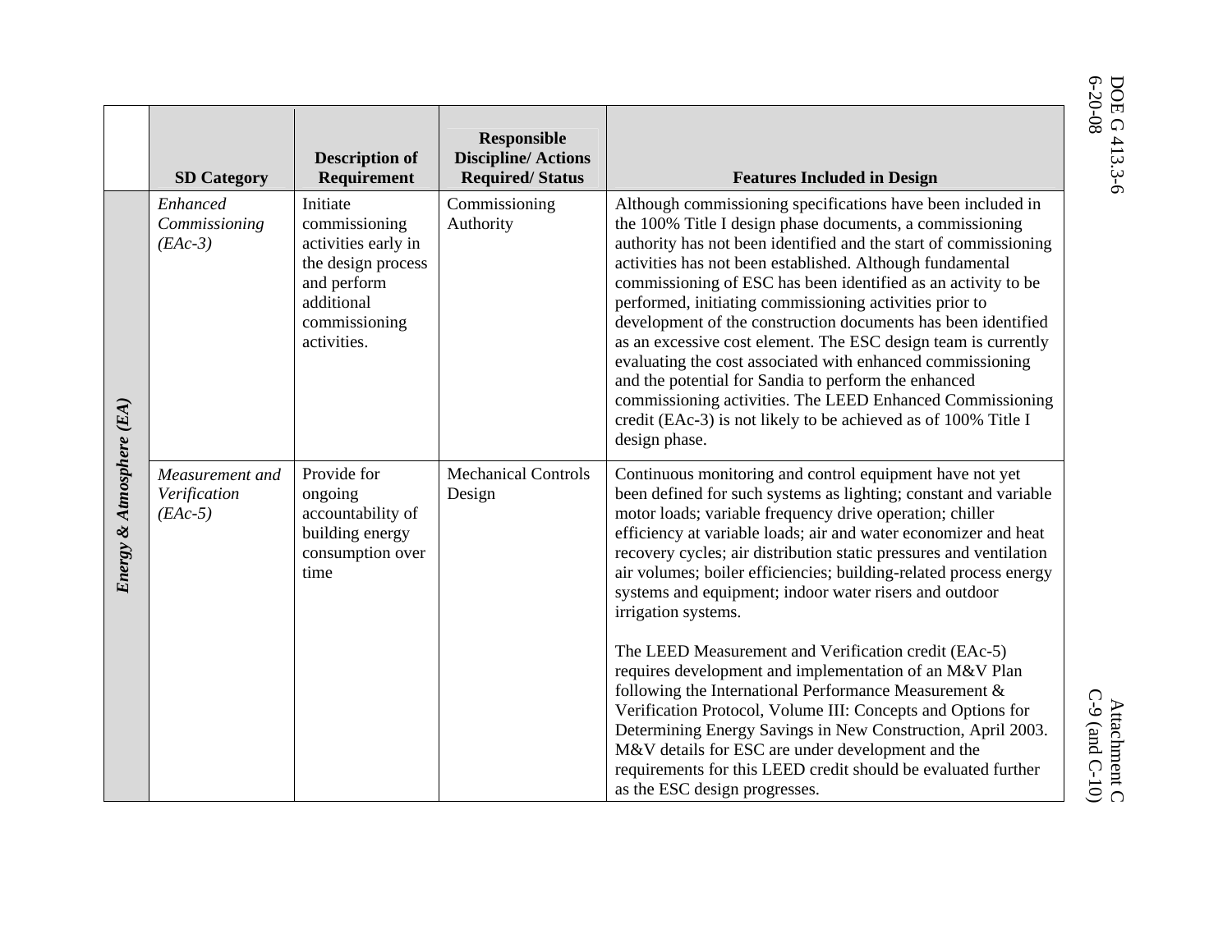| | SD Category | Description of Requirement | Responsible Discipline/ Actions Required/ Status | Features Included in Design |
|---|---|---|---|---|
| ***Energy & Atmosphere (EA)*** | *Enhanced Commissioning (EAc-3)* | Initiate commissioning activities early in the design process and perform additional commissioning activities. | Commissioning Authority | Although commissioning specifications have been included in the 100% Title I design phase documents, a commissioning authority has not been identified and the start of commissioning activities has not been established. Although fundamental commissioning of ESC has been identified as an activity to be performed, initiating commissioning activities prior to development of the construction documents has been identified as an excessive cost element. The ESC design team is currently evaluating the cost associated with enhanced commissioning and the potential for Sandia to perform the enhanced commissioning activities. The LEED Enhanced Commissioning credit (EAc-3) is not likely to be achieved as of 100% Title I design phase. |
| | *Measurement and Verification (EAc-5)* | Provide for ongoing accountability of building energy consumption over time | Mechanical Controls Design | Continuous monitoring and control equipment have not yet been defined for such systems as lighting; constant and variable motor loads; variable frequency drive operation; chiller efficiency at variable loads; air and water economizer and heat recovery cycles; air distribution static pressures and ventilation air volumes; boiler efficiencies; building-related process energy systems and equipment; indoor water risers and outdoor irrigation systems.<br><br>The LEED Measurement and Verification credit (EAc-5) requires development and implementation of an M&V Plan following the International Performance Measurement & Verification Protocol, Volume III: Concepts and Options for Determining Energy Savings in New Construction, April 2003. M&V details for ESC are under development and the requirements for this LEED credit should be evaluated further as the ESC design progresses. |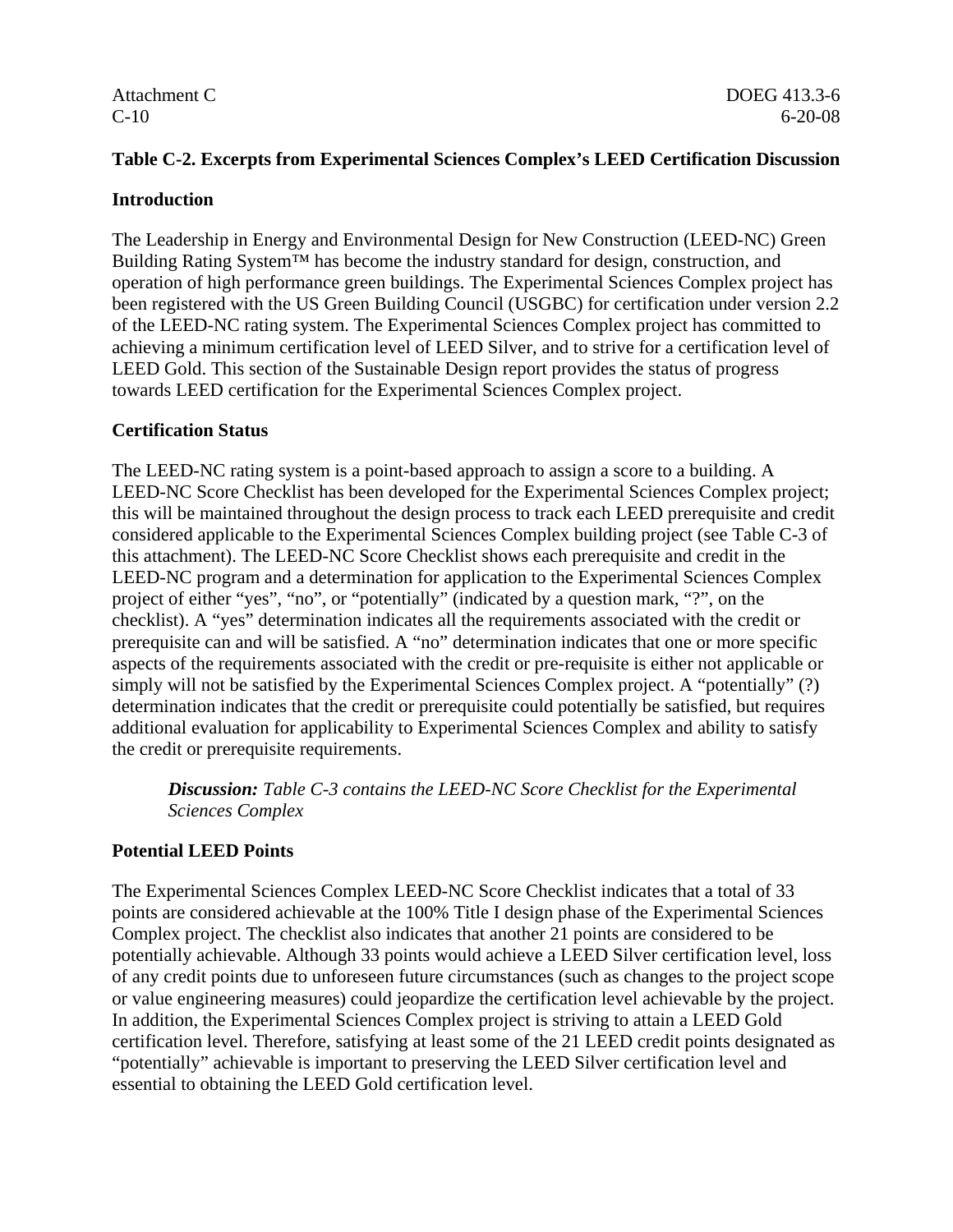**Table C-2. Excerpts from Experimental Sciences Complex's LEED Certification Discussion**

**Introduction**

The Leadership in Energy and Environmental Design for New Construction (LEED-NC) Green Building Rating System™ has become the industry standard for design, construction, and operation of high performance green buildings. The Experimental Sciences Complex project has been registered with the US Green Building Council (USGBC) for certification under version 2.2 of the LEED-NC rating system. The Experimental Sciences Complex project has committed to achieving a minimum certification level of LEED Silver, and to strive for a certification level of LEED Gold. This section of the Sustainable Design report provides the status of progress towards LEED certification for the Experimental Sciences Complex project.

**Certification Status**

The LEED-NC rating system is a point-based approach to assign a score to a building. A LEED-NC Score Checklist has been developed for the Experimental Sciences Complex project; this will be maintained throughout the design process to track each LEED prerequisite and credit considered applicable to the Experimental Sciences Complex building project (see Table C-3 of this attachment). The LEED-NC Score Checklist shows each prerequisite and credit in the LEED-NC program and a determination for application to the Experimental Sciences Complex project of either "yes", "no", or "potentially" (indicated by a question mark, "?", on the checklist). A "yes" determination indicates all the requirements associated with the credit or prerequisite can and will be satisfied. A "no" determination indicates that one or more specific aspects of the requirements associated with the credit or pre-requisite is either not applicable or simply will not be satisfied by the Experimental Sciences Complex project. A "potentially" (?) determination indicates that the credit or prerequisite could potentially be satisfied, but requires additional evaluation for applicability to Experimental Sciences Complex and ability to satisfy the credit or prerequisite requirements.

> ***Discussion:*** *Table C-3 contains the LEED-NC Score Checklist for the Experimental Sciences Complex*

**Potential LEED Points**

The Experimental Sciences Complex LEED-NC Score Checklist indicates that a total of 33 points are considered achievable at the 100% Title I design phase of the Experimental Sciences Complex project. The checklist also indicates that another 21 points are considered to be potentially achievable. Although 33 points would achieve a LEED Silver certification level, loss of any credit points due to unforeseen future circumstances (such as changes to the project scope or value engineering measures) could jeopardize the certification level achievable by the project. In addition, the Experimental Sciences Complex project is striving to attain a LEED Gold certification level. Therefore, satisfying at least some of the 21 LEED credit points designated as "potentially" achievable is important to preserving the LEED Silver certification level and essential to obtaining the LEED Gold certification level.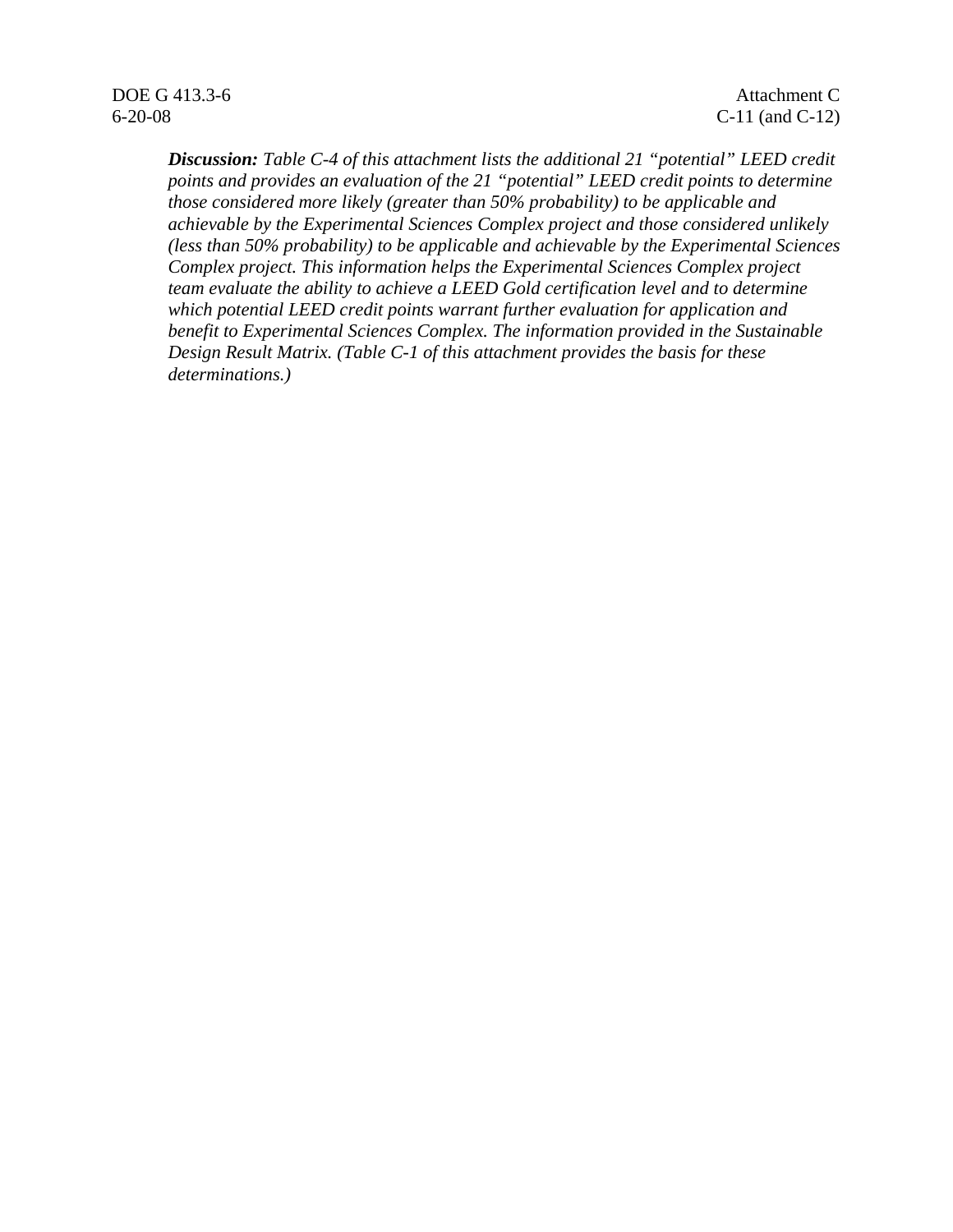***Discussion:*** *Table C-4 of this attachment lists the additional 21 "potential" LEED credit points and provides an evaluation of the 21 "potential" LEED credit points to determine those considered more likely (greater than 50% probability) to be applicable and achievable by the Experimental Sciences Complex project and those considered unlikely (less than 50% probability) to be applicable and achievable by the Experimental Sciences Complex project. This information helps the Experimental Sciences Complex project team evaluate the ability to achieve a LEED Gold certification level and to determine which potential LEED credit points warrant further evaluation for application and benefit to Experimental Sciences Complex. The information provided in the Sustainable Design Result Matrix. (Table C-1 of this attachment provides the basis for these determinations.)*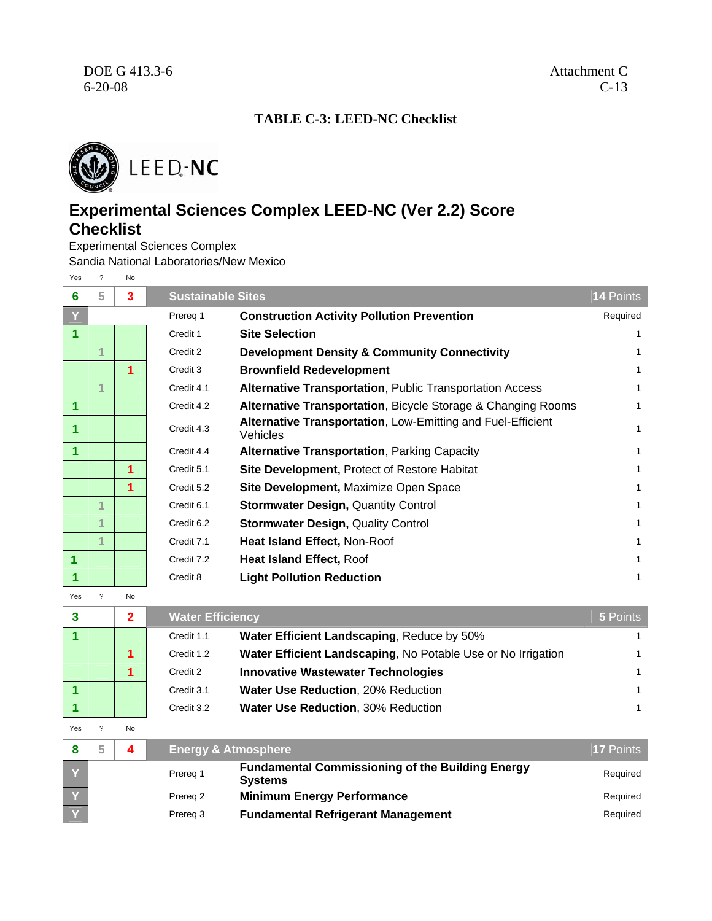**TABLE C-3: LEED-NC Checklist**

LEED-NC

# Experimental Sciences Complex LEED-NC (Ver 2.2) Score Checklist

Experimental Sciences Complex
Sandia National Laboratories/New Mexico

| Yes | ? | No | | | |
|---|---|---|---|---|---|
| **6** | **5** | **3** | **Sustainable Sites** | | **14 Points** |
| **Y** | | | Prereq 1 | **Construction Activity Pollution Prevention** | Required |
| **1** | | | Credit 1 | **Site Selection** | 1 |
| | 1 | | Credit 2 | **Development Density & Community Connectivity** | 1 |
| | | **1** | Credit 3 | **Brownfield Redevelopment** | 1 |
| | 1 | | Credit 4.1 | **Alternative Transportation**, Public Transportation Access | 1 |
| **1** | | | Credit 4.2 | **Alternative Transportation**, Bicycle Storage & Changing Rooms | 1 |
| **1** | | | Credit 4.3 | **Alternative Transportation**, Low-Emitting and Fuel-Efficient Vehicles | 1 |
| **1** | | | Credit 4.4 | **Alternative Transportation**, Parking Capacity | 1 |
| | | **1** | Credit 5.1 | **Site Development,** Protect of Restore Habitat | 1 |
| | | **1** | Credit 5.2 | **Site Development,** Maximize Open Space | 1 |
| | 1 | | Credit 6.1 | **Stormwater Design,** Quantity Control | 1 |
| | 1 | | Credit 6.2 | **Stormwater Design,** Quality Control | 1 |
| | 1 | | Credit 7.1 | **Heat Island Effect,** Non-Roof | 1 |
| **1** | | | Credit 7.2 | **Heat Island Effect,** Roof | 1 |
| **1** | | | Credit 8 | **Light Pollution Reduction** | 1 |

| Yes | ? | No | | | |
|---|---|---|---|---|---|
| **3** | | **2** | **Water Efficiency** | | **5 Points** |
| **1** | | | Credit 1.1 | **Water Efficient Landscaping**, Reduce by 50% | 1 |
| | | **1** | Credit 1.2 | **Water Efficient Landscaping**, No Potable Use or No Irrigation | 1 |
| | | **1** | Credit 2 | **Innovative Wastewater Technologies** | 1 |
| **1** | | | Credit 3.1 | **Water Use Reduction**, 20% Reduction | 1 |
| **1** | | | Credit 3.2 | **Water Use Reduction**, 30% Reduction | 1 |

| Yes | ? | No | | | |
|---|---|---|---|---|---|
| **8** | **5** | **4** | **Energy & Atmosphere** | | **17 Points** |
| **Y** | | | Prereq 1 | **Fundamental Commissioning of the Building Energy Systems** | Required |
| **Y** | | | Prereq 2 | **Minimum Energy Performance** | Required |
| **Y** | | | Prereq 3 | **Fundamental Refrigerant Management** | Required |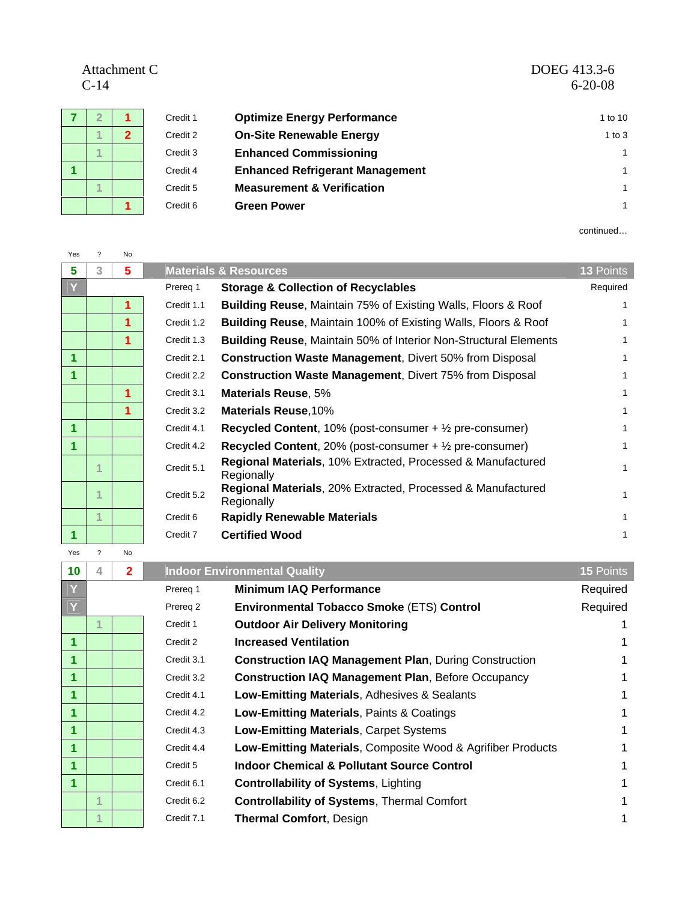Attachment C
C-14

DOEG 413.3-6
6-20-08

| Yes | ? | No | | | |
|---|---|---|---|---|---|
| 7 | 2 | 1 | Credit 1 | **Optimize Energy Performance** | 1 to 10 |
| | 1 | 2 | Credit 2 | **On-Site Renewable Energy** | 1 to 3 |
| | 1 | | Credit 3 | **Enhanced Commissioning** | 1 |
| 1 | | | Credit 4 | **Enhanced Refrigerant Management** | 1 |
| | 1 | | Credit 5 | **Measurement & Verification** | 1 |
| | | 1 | Credit 6 | **Green Power** | 1 |

continued…

| Yes | ? | No | | | |
|---|---|---|---|---|---|
| 5 | 3 | 5 | **Materials & Resources** | | **13 Points** |
| Y | | | Prereq 1 | **Storage & Collection of Recyclables** | Required |
| | | 1 | Credit 1.1 | **Building Reuse**, Maintain 75% of Existing Walls, Floors & Roof | 1 |
| | | 1 | Credit 1.2 | **Building Reuse**, Maintain 100% of Existing Walls, Floors & Roof | 1 |
| | | 1 | Credit 1.3 | **Building Reuse**, Maintain 50% of Interior Non-Structural Elements | 1 |
| 1 | | | Credit 2.1 | **Construction Waste Management**, Divert 50% from Disposal | 1 |
| 1 | | | Credit 2.2 | **Construction Waste Management**, Divert 75% from Disposal | 1 |
| | | 1 | Credit 3.1 | **Materials Reuse**, 5% | 1 |
| | | 1 | Credit 3.2 | **Materials Reuse**,10% | 1 |
| 1 | | | Credit 4.1 | **Recycled Content**, 10% (post-consumer + ½ pre-consumer) | 1 |
| 1 | | | Credit 4.2 | **Recycled Content**, 20% (post-consumer + ½ pre-consumer) | 1 |
| | 1 | | Credit 5.1 | **Regional Materials**, 10% Extracted, Processed & Manufactured Regionally | 1 |
| | 1 | | Credit 5.2 | **Regional Materials**, 20% Extracted, Processed & Manufactured Regionally | 1 |
| | 1 | | Credit 6 | **Rapidly Renewable Materials** | 1 |
| 1 | | | Credit 7 | **Certified Wood** | 1 |

| Yes | ? | No | | | |
|---|---|---|---|---|---|
| 10 | 4 | 2 | **Indoor Environmental Quality** | | **15 Points** |
| Y | | | Prereq 1 | **Minimum IAQ Performance** | Required |
| Y | | | Prereq 2 | **Environmental Tobacco Smoke** (ETS) **Control** | Required |
| | 1 | | Credit 1 | **Outdoor Air Delivery Monitoring** | 1 |
| 1 | | | Credit 2 | **Increased Ventilation** | 1 |
| 1 | | | Credit 3.1 | **Construction IAQ Management Plan**, During Construction | 1 |
| 1 | | | Credit 3.2 | **Construction IAQ Management Plan**, Before Occupancy | 1 |
| 1 | | | Credit 4.1 | **Low-Emitting Materials**, Adhesives & Sealants | 1 |
| 1 | | | Credit 4.2 | **Low-Emitting Materials**, Paints & Coatings | 1 |
| 1 | | | Credit 4.3 | **Low-Emitting Materials**, Carpet Systems | 1 |
| 1 | | | Credit 4.4 | **Low-Emitting Materials**, Composite Wood & Agrifiber Products | 1 |
| 1 | | | Credit 5 | **Indoor Chemical & Pollutant Source Control** | 1 |
| 1 | | | Credit 6.1 | **Controllability of Systems**, Lighting | 1 |
| | 1 | | Credit 6.2 | **Controllability of Systems**, Thermal Comfort | 1 |
| | 1 | | Credit 7.1 | **Thermal Comfort**, Design | 1 |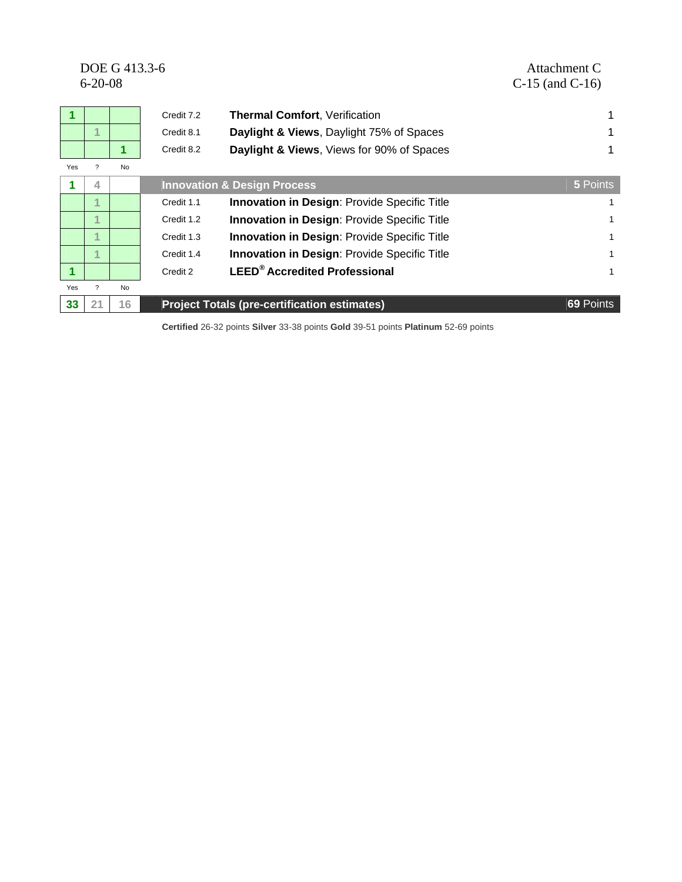| Yes | ? | No | Credit | Description | Points |
|---|---|---|---|---|---|
| 1 | | | Credit 7.2 | **Thermal Comfort**, Verification | 1 |
| | 1 | | Credit 8.1 | **Daylight & Views**, Daylight 75% of Spaces | 1 |
| | | 1 | Credit 8.2 | **Daylight & Views**, Views for 90% of Spaces | 1 |
| **Yes** | **?** | **No** | | | |
| 1 | 4 | | | **Innovation & Design Process** | **5** Points |
| | 1 | | Credit 1.1 | **Innovation in Design**: Provide Specific Title | 1 |
| | 1 | | Credit 1.2 | **Innovation in Design**: Provide Specific Title | 1 |
| | 1 | | Credit 1.3 | **Innovation in Design**: Provide Specific Title | 1 |
| | 1 | | Credit 1.4 | **Innovation in Design**: Provide Specific Title | 1 |
| 1 | | | Credit 2 | **LEED® Accredited Professional** | 1 |
| **Yes** | **?** | **No** | | | |
| 33 | 21 | 16 | | **Project Totals (pre-certification estimates)** | **69** Points |

**Certified** 26-32 points **Silver** 33-38 points **Gold** 39-51 points **Platinum** 52-69 points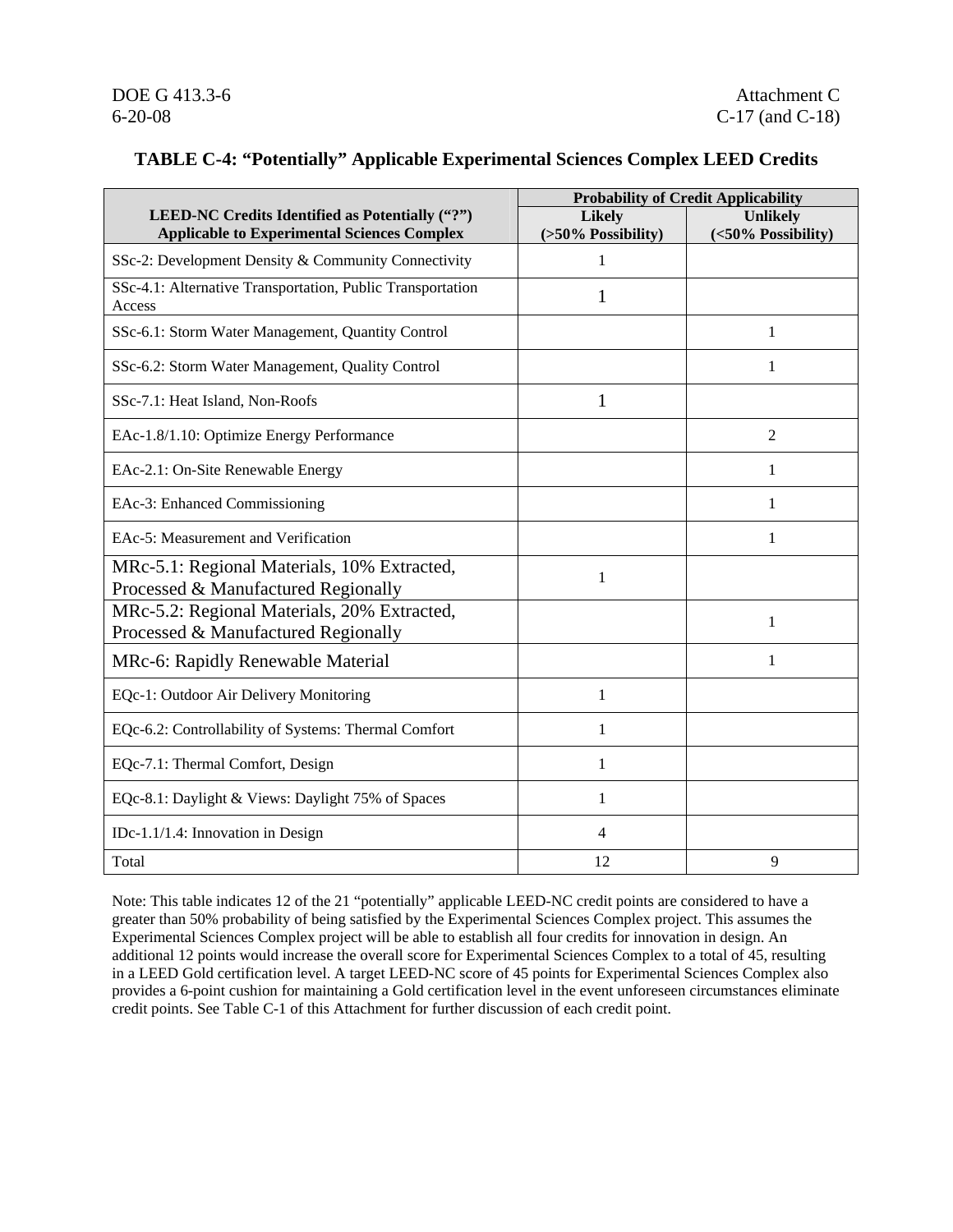**TABLE C-4: "Potentially" Applicable Experimental Sciences Complex LEED Credits**

| LEED-NC Credits Identified as Potentially ("?") Applicable to Experimental Sciences Complex | Probability of Credit Applicability | |
|---|---|---|
| | Likely (>50% Possibility) | Unlikely (<50% Possibility) |
| SSc-2: Development Density & Community Connectivity | 1 | |
| SSc-4.1: Alternative Transportation, Public Transportation Access | 1 | |
| SSc-6.1: Storm Water Management, Quantity Control | | 1 |
| SSc-6.2: Storm Water Management, Quality Control | | 1 |
| SSc-7.1: Heat Island, Non-Roofs | 1 | |
| EAc-1.8/1.10: Optimize Energy Performance | | 2 |
| EAc-2.1: On-Site Renewable Energy | | 1 |
| EAc-3: Enhanced Commissioning | | 1 |
| EAc-5: Measurement and Verification | | 1 |
| MRc-5.1: Regional Materials, 10% Extracted, Processed & Manufactured Regionally | 1 | |
| MRc-5.2: Regional Materials, 20% Extracted, Processed & Manufactured Regionally | | 1 |
| MRc-6: Rapidly Renewable Material | | 1 |
| EQc-1: Outdoor Air Delivery Monitoring | 1 | |
| EQc-6.2: Controllability of Systems: Thermal Comfort | 1 | |
| EQc-7.1: Thermal Comfort, Design | 1 | |
| EQc-8.1: Daylight & Views: Daylight 75% of Spaces | 1 | |
| IDc-1.1/1.4: Innovation in Design | 4 | |
| Total | 12 | 9 |

Note: This table indicates 12 of the 21 "potentially" applicable LEED-NC credit points are considered to have a greater than 50% probability of being satisfied by the Experimental Sciences Complex project. This assumes the Experimental Sciences Complex project will be able to establish all four credits for innovation in design. An additional 12 points would increase the overall score for Experimental Sciences Complex to a total of 45, resulting in a LEED Gold certification level. A target LEED-NC score of 45 points for Experimental Sciences Complex also provides a 6-point cushion for maintaining a Gold certification level in the event unforeseen circumstances eliminate credit points. See Table C-1 of this Attachment for further discussion of each credit point.